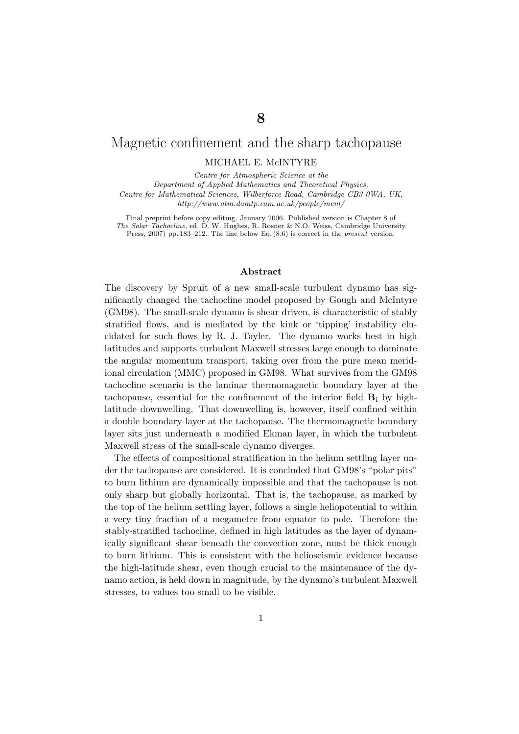# 8

# Magnetic confinement and the sharp tachopause

MICHAEL E. McINTYRE

*Centre for Atmospheric Science at the*
*Department of Applied Mathematics and Theoretical Physics,*
*Centre for Mathematical Sciences, Wilberforce Road, Cambridge CB3 0WA, UK,*
*http://www.atm.damtp.cam.ac.uk/people/mem/*

Final preprint before copy editing, January 2006. Published version is Chapter 8 of *The Solar Tachocline*, ed. D. W. Hughes, R. Rosner & N.O. Weiss, Cambridge University Press, 2007) pp. 183–212. The line below Eq. (8.6) is correct in the *present* version.

### Abstract

The discovery by Spruit of a new small-scale turbulent dynamo has significantly changed the tachocline model proposed by Gough and McIntyre (GM98). The small-scale dynamo is shear driven, is characteristic of stably stratified flows, and is mediated by the kink or 'tipping' instability elucidated for such flows by R. J. Tayler. The dynamo works best in high latitudes and supports turbulent Maxwell stresses large enough to dominate the angular momentum transport, taking over from the pure mean meridional circulation (MMC) proposed in GM98. What survives from the GM98 tachocline scenario is the laminar thermomagnetic boundary layer at the tachopause, essential for the confinement of the interior field $\mathbf{B}_\mathrm{i}$ by high-latitude downwelling. That downwelling is, however, itself confined within a double boundary layer at the tachopause. The thermomagnetic boundary layer sits just underneath a modified Ekman layer, in which the turbulent Maxwell stress of the small-scale dynamo diverges.

The effects of compositional stratification in the helium settling layer under the tachopause are considered. It is concluded that GM98's "polar pits" to burn lithium are dynamically impossible and that the tachopause is not only sharp but globally horizontal. That is, the tachopause, as marked by the top of the helium settling layer, follows a single heliopotential to within a very tiny fraction of a megametre from equator to pole. Therefore the stably-stratified tachocline, defined in high latitudes as the layer of dynamically significant shear beneath the convection zone, must be thick enough to burn lithium. This is consistent with the helioseismic evidence because the high-latitude shear, even though crucial to the maintenance of the dynamo action, is held down in magnitude, by the dynamo's turbulent Maxwell stresses, to values too small to be visible.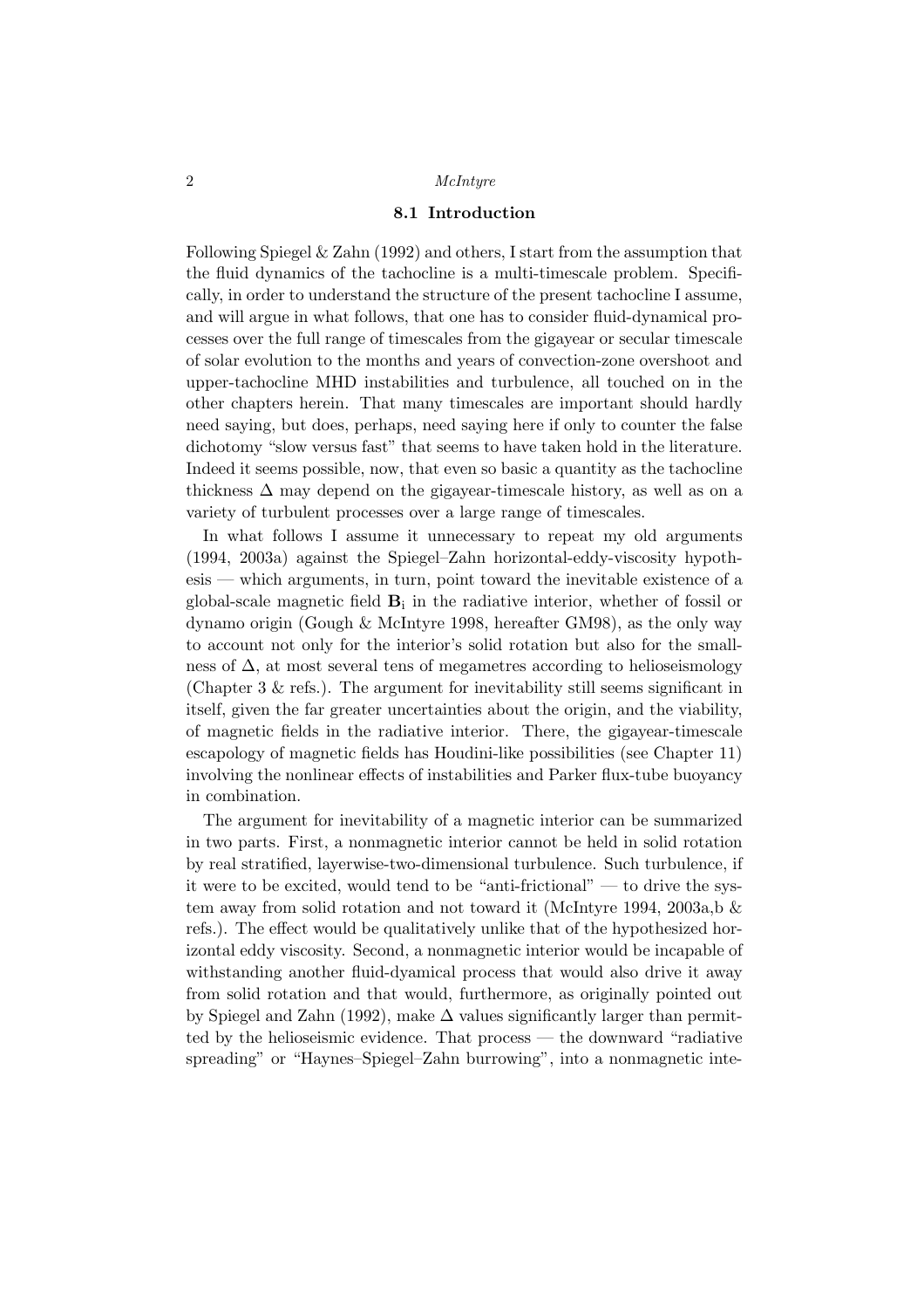## 8.1 Introduction

Following Spiegel & Zahn (1992) and others, I start from the assumption that the fluid dynamics of the tachocline is a multi-timescale problem. Specifically, in order to understand the structure of the present tachocline I assume, and will argue in what follows, that one has to consider fluid-dynamical processes over the full range of timescales from the gigayear or secular timescale of solar evolution to the months and years of convection-zone overshoot and upper-tachocline MHD instabilities and turbulence, all touched on in the other chapters herein. That many timescales are important should hardly need saying, but does, perhaps, need saying here if only to counter the false dichotomy "slow versus fast" that seems to have taken hold in the literature. Indeed it seems possible, now, that even so basic a quantity as the tachocline thickness $\Delta$ may depend on the gigayear-timescale history, as well as on a variety of turbulent processes over a large range of timescales.

In what follows I assume it unnecessary to repeat my old arguments (1994, 2003a) against the Spiegel–Zahn horizontal-eddy-viscosity hypothesis — which arguments, in turn, point toward the inevitable existence of a global-scale magnetic field $\mathbf{B}_\mathrm{i}$ in the radiative interior, whether of fossil or dynamo origin (Gough & McIntyre 1998, hereafter GM98), as the only way to account not only for the interior's solid rotation but also for the smallness of $\Delta$, at most several tens of megametres according to helioseismology (Chapter 3 & refs.). The argument for inevitability still seems significant in itself, given the far greater uncertainties about the origin, and the viability, of magnetic fields in the radiative interior. There, the gigayear-timescale escapology of magnetic fields has Houdini-like possibilities (see Chapter 11) involving the nonlinear effects of instabilities and Parker flux-tube buoyancy in combination.

The argument for inevitability of a magnetic interior can be summarized in two parts. First, a nonmagnetic interior cannot be held in solid rotation by real stratified, layerwise-two-dimensional turbulence. Such turbulence, if it were to be excited, would tend to be "anti-frictional" — to drive the system away from solid rotation and not toward it (McIntyre 1994, 2003a,b & refs.). The effect would be qualitatively unlike that of the hypothesized horizontal eddy viscosity. Second, a nonmagnetic interior would be incapable of withstanding another fluid-dyamical process that would also drive it away from solid rotation and that would, furthermore, as originally pointed out by Spiegel and Zahn (1992), make $\Delta$ values significantly larger than permitted by the helioseismic evidence. That process — the downward "radiative spreading" or "Haynes–Spiegel–Zahn burrowing", into a nonmagnetic inte-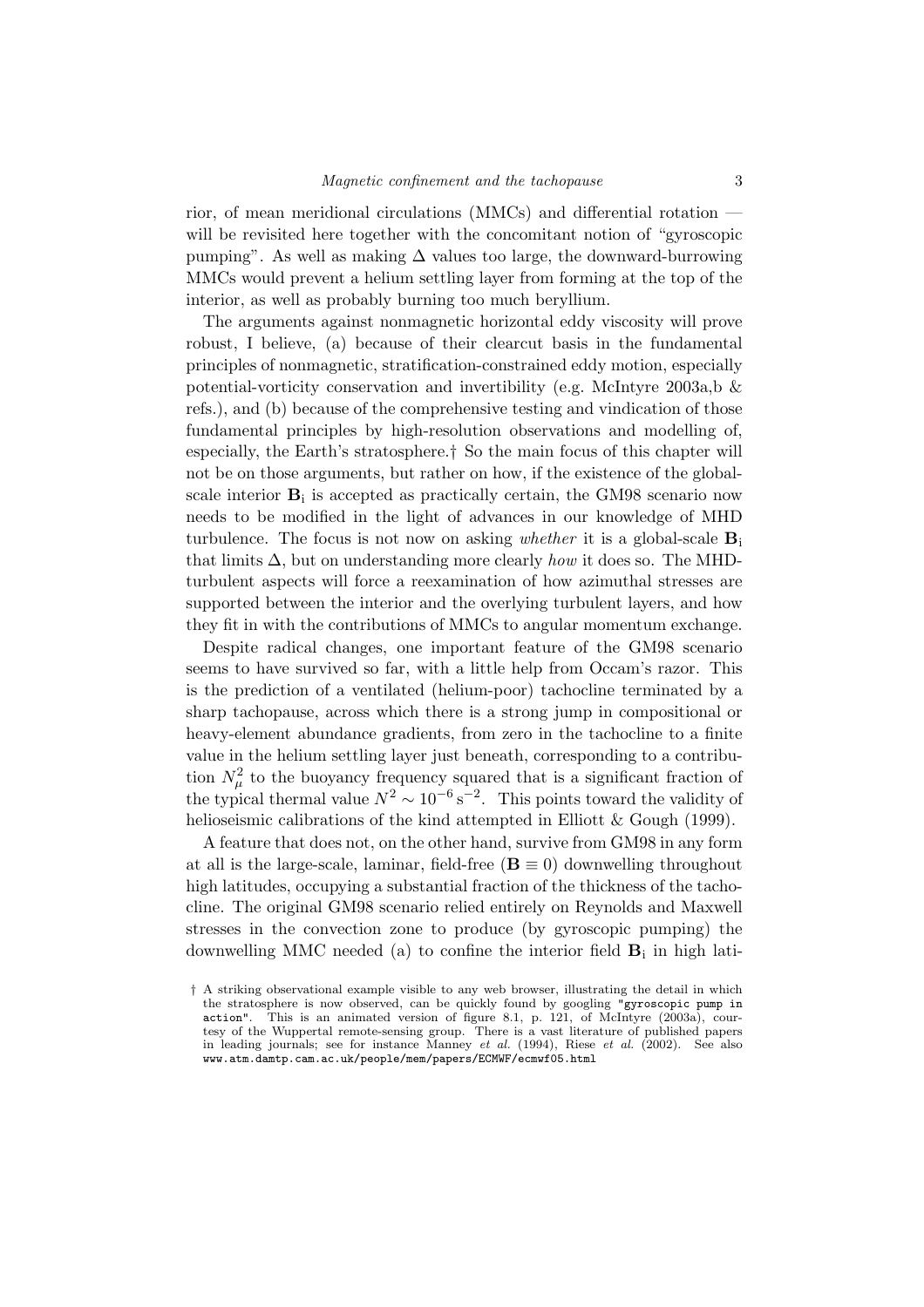rior, of mean meridional circulations (MMCs) and differential rotation — will be revisited here together with the concomitant notion of "gyroscopic pumping". As well as making $\Delta$ values too large, the downward-burrowing MMCs would prevent a helium settling layer from forming at the top of the interior, as well as probably burning too much beryllium.

The arguments against nonmagnetic horizontal eddy viscosity will prove robust, I believe, (a) because of their clearcut basis in the fundamental principles of nonmagnetic, stratification-constrained eddy motion, especially potential-vorticity conservation and invertibility (e.g. McIntyre 2003a,b & refs.), and (b) because of the comprehensive testing and vindication of those fundamental principles by high-resolution observations and modelling of, especially, the Earth's stratosphere.† So the main focus of this chapter will not be on those arguments, but rather on how, if the existence of the global-scale interior $\mathbf{B}_\mathrm{i}$ is accepted as practically certain, the GM98 scenario now needs to be modified in the light of advances in our knowledge of MHD turbulence. The focus is not now on asking *whether* it is a global-scale $\mathbf{B}_\mathrm{i}$ that limits $\Delta$, but on understanding more clearly *how* it does so. The MHD-turbulent aspects will force a reexamination of how azimuthal stresses are supported between the interior and the overlying turbulent layers, and how they fit in with the contributions of MMCs to angular momentum exchange.

Despite radical changes, one important feature of the GM98 scenario seems to have survived so far, with a little help from Occam's razor. This is the prediction of a ventilated (helium-poor) tachocline terminated by a sharp tachopause, across which there is a strong jump in compositional or heavy-element abundance gradients, from zero in the tachocline to a finite value in the helium settling layer just beneath, corresponding to a contribution $N_\mu^2$ to the buoyancy frequency squared that is a significant fraction of the typical thermal value $N^2 \sim 10^{-6}\,\mathrm{s}^{-2}$. This points toward the validity of helioseismic calibrations of the kind attempted in Elliott & Gough (1999).

A feature that does not, on the other hand, survive from GM98 in any form at all is the large-scale, laminar, field-free ($\mathbf{B} \equiv 0$) downwelling throughout high latitudes, occupying a substantial fraction of the thickness of the tachocline. The original GM98 scenario relied entirely on Reynolds and Maxwell stresses in the convection zone to produce (by gyroscopic pumping) the downwelling MMC needed (a) to confine the interior field $\mathbf{B}_\mathrm{i}$ in high lati-

† A striking observational example visible to any web browser, illustrating the detail in which the stratosphere is now observed, can be quickly found by googling `"gyroscopic pump in action"`. This is an animated version of figure 8.1, p. 121, of McIntyre (2003a), courtesy of the Wuppertal remote-sensing group. There is a vast literature of published papers in leading journals; see for instance Manney *et al.* (1994), Riese *et al.* (2002). See also `www.atm.damtp.cam.ac.uk/people/mem/papers/ECMWF/ecmwf05.html`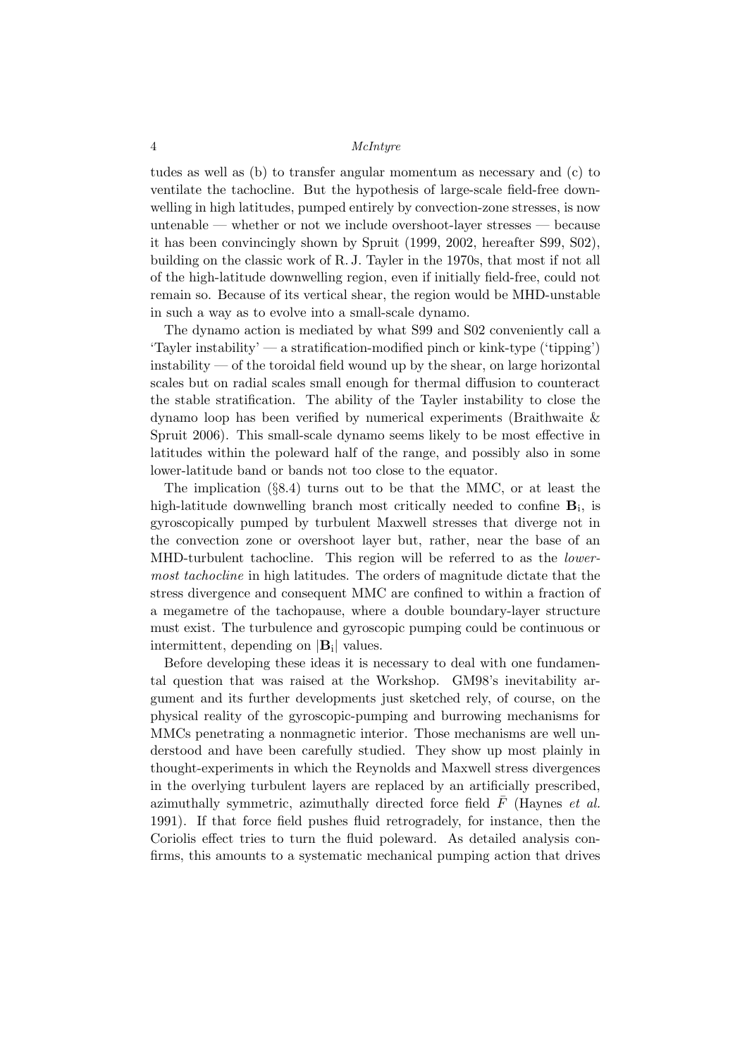tudes as well as (b) to transfer angular momentum as necessary and (c) to ventilate the tachocline. But the hypothesis of large-scale field-free downwelling in high latitudes, pumped entirely by convection-zone stresses, is now untenable — whether or not we include overshoot-layer stresses — because it has been convincingly shown by Spruit (1999, 2002, hereafter S99, S02), building on the classic work of R. J. Tayler in the 1970s, that most if not all of the high-latitude downwelling region, even if initially field-free, could not remain so. Because of its vertical shear, the region would be MHD-unstable in such a way as to evolve into a small-scale dynamo.

The dynamo action is mediated by what S99 and S02 conveniently call a 'Tayler instability' — a stratification-modified pinch or kink-type ('tipping') instability — of the toroidal field wound up by the shear, on large horizontal scales but on radial scales small enough for thermal diffusion to counteract the stable stratification. The ability of the Tayler instability to close the dynamo loop has been verified by numerical experiments (Braithwaite & Spruit 2006). This small-scale dynamo seems likely to be most effective in latitudes within the poleward half of the range, and possibly also in some lower-latitude band or bands not too close to the equator.

The implication (§8.4) turns out to be that the MMC, or at least the high-latitude downwelling branch most critically needed to confine $\mathbf{B}_\mathrm{i}$, is gyroscopically pumped by turbulent Maxwell stresses that diverge not in the convection zone or overshoot layer but, rather, near the base of an MHD-turbulent tachocline. This region will be referred to as the *lowermost tachocline* in high latitudes. The orders of magnitude dictate that the stress divergence and consequent MMC are confined to within a fraction of a megametre of the tachopause, where a double boundary-layer structure must exist. The turbulence and gyroscopic pumping could be continuous or intermittent, depending on $|\mathbf{B}_\mathrm{i}|$ values.

Before developing these ideas it is necessary to deal with one fundamental question that was raised at the Workshop. GM98's inevitability argument and its further developments just sketched rely, of course, on the physical reality of the gyroscopic-pumping and burrowing mechanisms for MMCs penetrating a nonmagnetic interior. Those mechanisms are well understood and have been carefully studied. They show up most plainly in thought-experiments in which the Reynolds and Maxwell stress divergences in the overlying turbulent layers are replaced by an artificially prescribed, azimuthally symmetric, azimuthally directed force field $\bar{F}$ (Haynes *et al.* 1991). If that force field pushes fluid retrogradely, for instance, then the Coriolis effect tries to turn the fluid poleward. As detailed analysis confirms, this amounts to a systematic mechanical pumping action that drives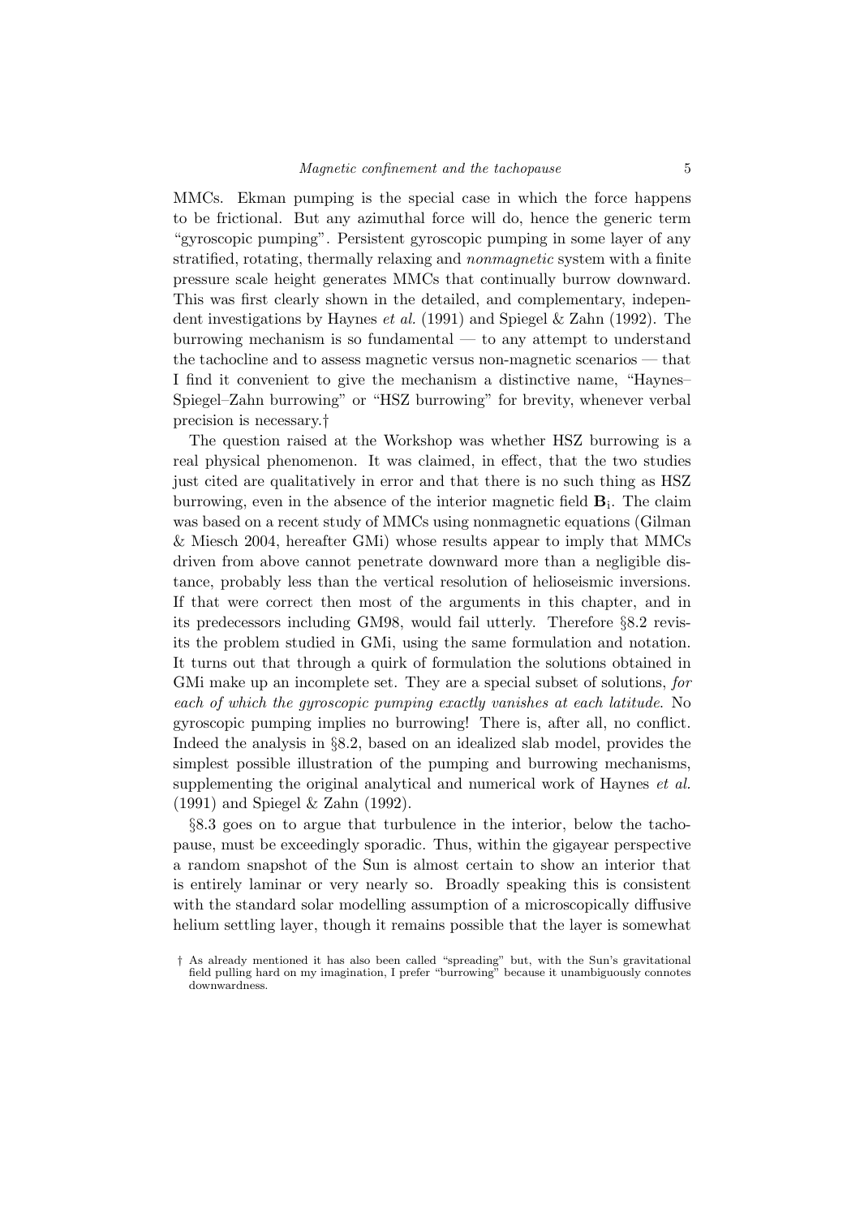MMCs. Ekman pumping is the special case in which the force happens to be frictional. But any azimuthal force will do, hence the generic term "gyroscopic pumping". Persistent gyroscopic pumping in some layer of any stratified, rotating, thermally relaxing and *nonmagnetic* system with a finite pressure scale height generates MMCs that continually burrow downward. This was first clearly shown in the detailed, and complementary, independent investigations by Haynes *et al.* (1991) and Spiegel & Zahn (1992). The burrowing mechanism is so fundamental — to any attempt to understand the tachocline and to assess magnetic versus non-magnetic scenarios — that I find it convenient to give the mechanism a distinctive name, "Haynes–Spiegel–Zahn burrowing" or "HSZ burrowing" for brevity, whenever verbal precision is necessary.†

The question raised at the Workshop was whether HSZ burrowing is a real physical phenomenon. It was claimed, in effect, that the two studies just cited are qualitatively in error and that there is no such thing as HSZ burrowing, even in the absence of the interior magnetic field $\mathbf{B}_\mathrm{i}$. The claim was based on a recent study of MMCs using nonmagnetic equations (Gilman & Miesch 2004, hereafter GMi) whose results appear to imply that MMCs driven from above cannot penetrate downward more than a negligible distance, probably less than the vertical resolution of helioseismic inversions. If that were correct then most of the arguments in this chapter, and in its predecessors including GM98, would fail utterly. Therefore §8.2 revisits the problem studied in GMi, using the same formulation and notation. It turns out that through a quirk of formulation the solutions obtained in GMi make up an incomplete set. They are a special subset of solutions, *for each of which the gyroscopic pumping exactly vanishes at each latitude*. No gyroscopic pumping implies no burrowing! There is, after all, no conflict. Indeed the analysis in §8.2, based on an idealized slab model, provides the simplest possible illustration of the pumping and burrowing mechanisms, supplementing the original analytical and numerical work of Haynes *et al.* (1991) and Spiegel & Zahn (1992).

§8.3 goes on to argue that turbulence in the interior, below the tachopause, must be exceedingly sporadic. Thus, within the gigayear perspective a random snapshot of the Sun is almost certain to show an interior that is entirely laminar or very nearly so. Broadly speaking this is consistent with the standard solar modelling assumption of a microscopically diffusive helium settling layer, though it remains possible that the layer is somewhat

† As already mentioned it has also been called "spreading" but, with the Sun's gravitational field pulling hard on my imagination, I prefer "burrowing" because it unambiguously connotes downwardness.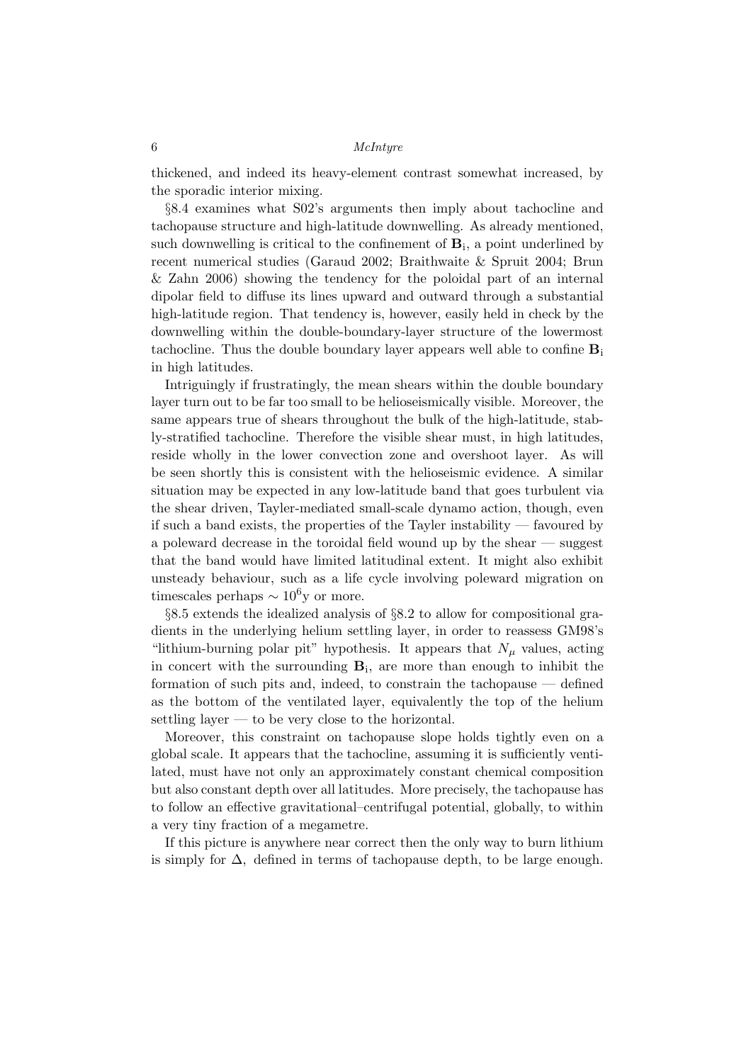thickened, and indeed its heavy-element contrast somewhat increased, by the sporadic interior mixing.

§8.4 examines what S02's arguments then imply about tachocline and tachopause structure and high-latitude downwelling. As already mentioned, such downwelling is critical to the confinement of $\mathbf{B}_\mathrm{i}$, a point underlined by recent numerical studies (Garaud 2002; Braithwaite & Spruit 2004; Brun & Zahn 2006) showing the tendency for the poloidal part of an internal dipolar field to diffuse its lines upward and outward through a substantial high-latitude region. That tendency is, however, easily held in check by the downwelling within the double-boundary-layer structure of the lowermost tachocline. Thus the double boundary layer appears well able to confine $\mathbf{B}_\mathrm{i}$ in high latitudes.

Intriguingly if frustratingly, the mean shears within the double boundary layer turn out to be far too small to be helioseismically visible. Moreover, the same appears true of shears throughout the bulk of the high-latitude, stably-stratified tachocline. Therefore the visible shear must, in high latitudes, reside wholly in the lower convection zone and overshoot layer. As will be seen shortly this is consistent with the helioseismic evidence. A similar situation may be expected in any low-latitude band that goes turbulent via the shear driven, Tayler-mediated small-scale dynamo action, though, even if such a band exists, the properties of the Tayler instability — favoured by a poleward decrease in the toroidal field wound up by the shear — suggest that the band would have limited latitudinal extent. It might also exhibit unsteady behaviour, such as a life cycle involving poleward migration on timescales perhaps $\sim 10^6$y or more.

§8.5 extends the idealized analysis of §8.2 to allow for compositional gradients in the underlying helium settling layer, in order to reassess GM98's "lithium-burning polar pit" hypothesis. It appears that $N_\mu$ values, acting in concert with the surrounding $\mathbf{B}_\mathrm{i}$, are more than enough to inhibit the formation of such pits and, indeed, to constrain the tachopause — defined as the bottom of the ventilated layer, equivalently the top of the helium settling layer — to be very close to the horizontal.

Moreover, this constraint on tachopause slope holds tightly even on a global scale. It appears that the tachocline, assuming it is sufficiently ventilated, must have not only an approximately constant chemical composition but also constant depth over all latitudes. More precisely, the tachopause has to follow an effective gravitational–centrifugal potential, globally, to within a very tiny fraction of a megametre.

If this picture is anywhere near correct then the only way to burn lithium is simply for $\Delta$, defined in terms of tachopause depth, to be large enough.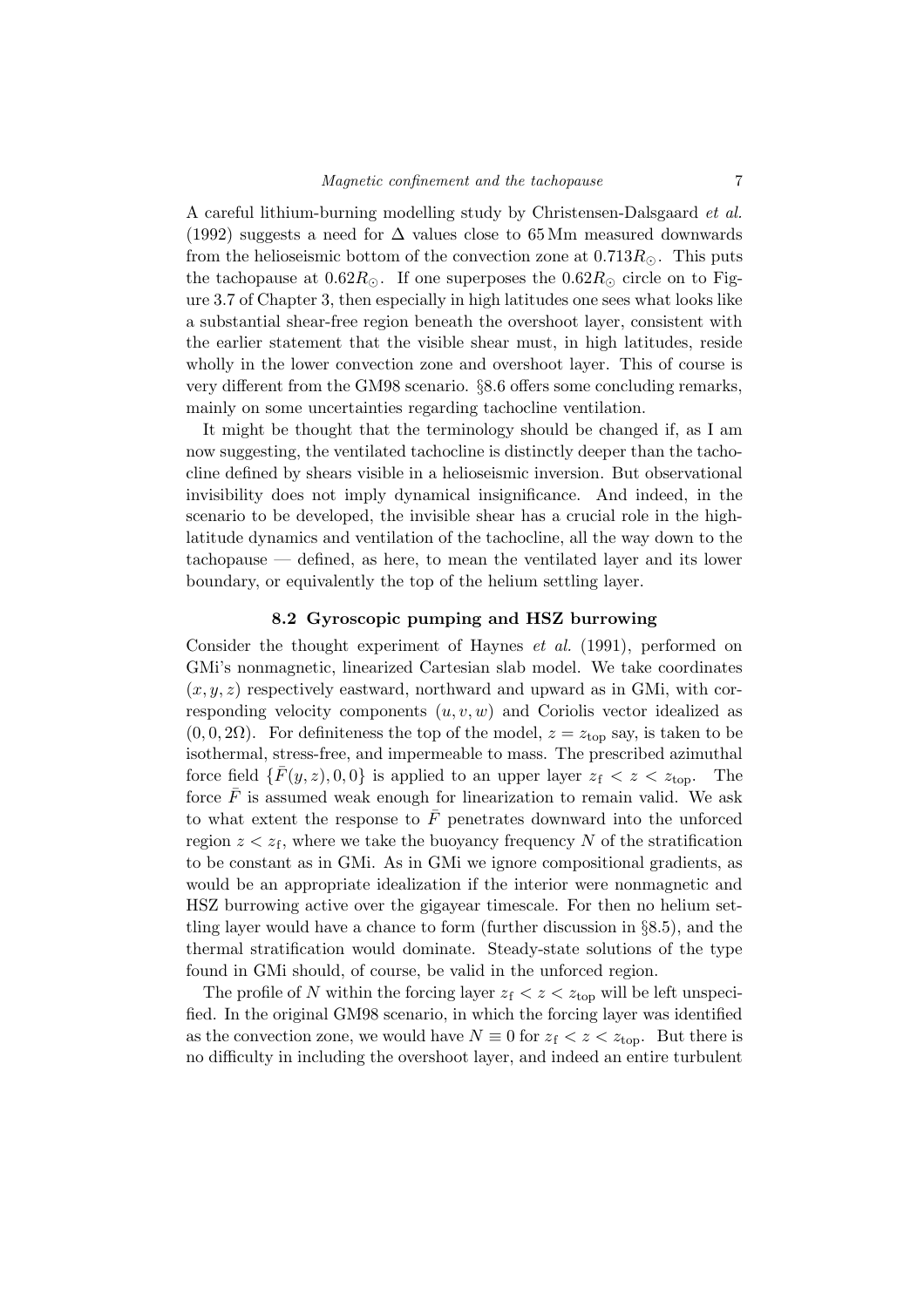A careful lithium-burning modelling study by Christensen-Dalsgaard *et al.* (1992) suggests a need for $\Delta$ values close to 65 Mm measured downwards from the helioseismic bottom of the convection zone at $0.713R_\odot$. This puts the tachopause at $0.62R_\odot$. If one superposes the $0.62R_\odot$ circle on to Figure 3.7 of Chapter 3, then especially in high latitudes one sees what looks like a substantial shear-free region beneath the overshoot layer, consistent with the earlier statement that the visible shear must, in high latitudes, reside wholly in the lower convection zone and overshoot layer. This of course is very different from the GM98 scenario. §8.6 offers some concluding remarks, mainly on some uncertainties regarding tachocline ventilation.

It might be thought that the terminology should be changed if, as I am now suggesting, the ventilated tachocline is distinctly deeper than the tachocline defined by shears visible in a helioseismic inversion. But observational invisibility does not imply dynamical insignificance. And indeed, in the scenario to be developed, the invisible shear has a crucial role in the high-latitude dynamics and ventilation of the tachocline, all the way down to the tachopause — defined, as here, to mean the ventilated layer and its lower boundary, or equivalently the top of the helium settling layer.

### 8.2 Gyroscopic pumping and HSZ burrowing

Consider the thought experiment of Haynes *et al.* (1991), performed on GMi's nonmagnetic, linearized Cartesian slab model. We take coordinates $(x, y, z)$ respectively eastward, northward and upward as in GMi, with corresponding velocity components $(u, v, w)$ and Coriolis vector idealized as $(0, 0, 2\Omega)$. For definiteness the top of the model, $z = z_{\rm top}$ say, is taken to be isothermal, stress-free, and impermeable to mass. The prescribed azimuthal force field $\{\bar{F}(y, z), 0, 0\}$ is applied to an upper layer $z_{\rm f} < z < z_{\rm top}$. The force $\bar{F}$ is assumed weak enough for linearization to remain valid. We ask to what extent the response to $\bar{F}$ penetrates downward into the unforced region $z < z_{\rm f}$, where we take the buoyancy frequency $N$ of the stratification to be constant as in GMi. As in GMi we ignore compositional gradients, as would be an appropriate idealization if the interior were nonmagnetic and HSZ burrowing active over the gigayear timescale. For then no helium settling layer would have a chance to form (further discussion in §8.5), and the thermal stratification would dominate. Steady-state solutions of the type found in GMi should, of course, be valid in the unforced region.

The profile of $N$ within the forcing layer $z_{\rm f} < z < z_{\rm top}$ will be left unspecified. In the original GM98 scenario, in which the forcing layer was identified as the convection zone, we would have $N \equiv 0$ for $z_{\rm f} < z < z_{\rm top}$. But there is no difficulty in including the overshoot layer, and indeed an entire turbulent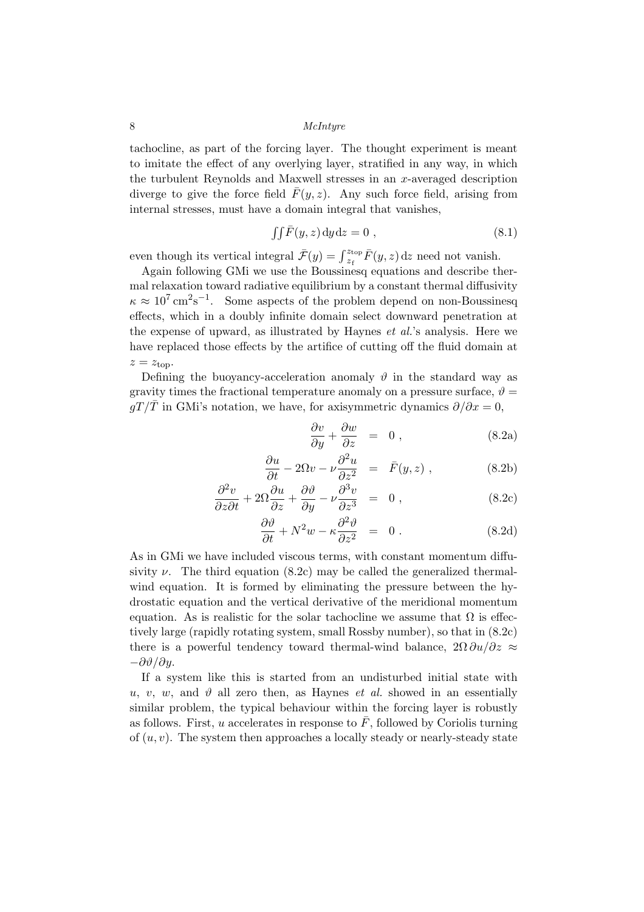tachocline, as part of the forcing layer. The thought experiment is meant to imitate the effect of any overlying layer, stratified in any way, in which the turbulent Reynolds and Maxwell stresses in an $x$-averaged description diverge to give the force field $\bar{F}(y,z)$. Any such force field, arising from internal stresses, must have a domain integral that vanishes,

$$\iint \bar{F}(y,z)\,\mathrm{d}y\,\mathrm{d}z = 0 \ , \tag{8.1}$$

even though its vertical integral $\bar{\mathcal{F}}(y) = \int_{z_\mathrm{f}}^{z_\mathrm{top}} \bar{F}(y,z)\,\mathrm{d}z$ need not vanish.

Again following GMi we use the Boussinesq equations and describe thermal relaxation toward radiative equilibrium by a constant thermal diffusivity $\kappa \approx 10^7\,\mathrm{cm^2s^{-1}}$. Some aspects of the problem depend on non-Boussinesq effects, which in a doubly infinite domain select downward penetration at the expense of upward, as illustrated by Haynes *et al.*'s analysis. Here we have replaced those effects by the artifice of cutting off the fluid domain at $z = z_\mathrm{top}$.

Defining the buoyancy-acceleration anomaly $\vartheta$ in the standard way as gravity times the fractional temperature anomaly on a pressure surface, $\vartheta = gT/\bar{T}$ in GMi's notation, we have, for axisymmetric dynamics $\partial/\partial x = 0$,

$$\frac{\partial v}{\partial y} + \frac{\partial w}{\partial z} = 0 \ , \tag{8.2a}$$

$$\frac{\partial u}{\partial t} - 2\Omega v - \nu\frac{\partial^2 u}{\partial z^2} = \bar{F}(y,z) \ , \tag{8.2b}$$

$$\frac{\partial^2 v}{\partial z \partial t} + 2\Omega\frac{\partial u}{\partial z} + \frac{\partial \vartheta}{\partial y} - \nu\frac{\partial^3 v}{\partial z^3} = 0 \ , \tag{8.2c}$$

$$\frac{\partial \vartheta}{\partial t} + N^2 w - \kappa\frac{\partial^2 \vartheta}{\partial z^2} = 0 \ . \tag{8.2d}$$

As in GMi we have included viscous terms, with constant momentum diffusivity $\nu$. The third equation (8.2c) may be called the generalized thermal-wind equation. It is formed by eliminating the pressure between the hydrostatic equation and the vertical derivative of the meridional momentum equation. As is realistic for the solar tachocline we assume that $\Omega$ is effectively large (rapidly rotating system, small Rossby number), so that in (8.2c) there is a powerful tendency toward thermal-wind balance, $2\Omega\,\partial u/\partial z \approx -\partial\vartheta/\partial y$.

If a system like this is started from an undisturbed initial state with $u$, $v$, $w$, and $\vartheta$ all zero then, as Haynes *et al.* showed in an essentially similar problem, the typical behaviour within the forcing layer is robustly as follows. First, $u$ accelerates in response to $\bar{F}$, followed by Coriolis turning of $(u, v)$. The system then approaches a locally steady or nearly-steady state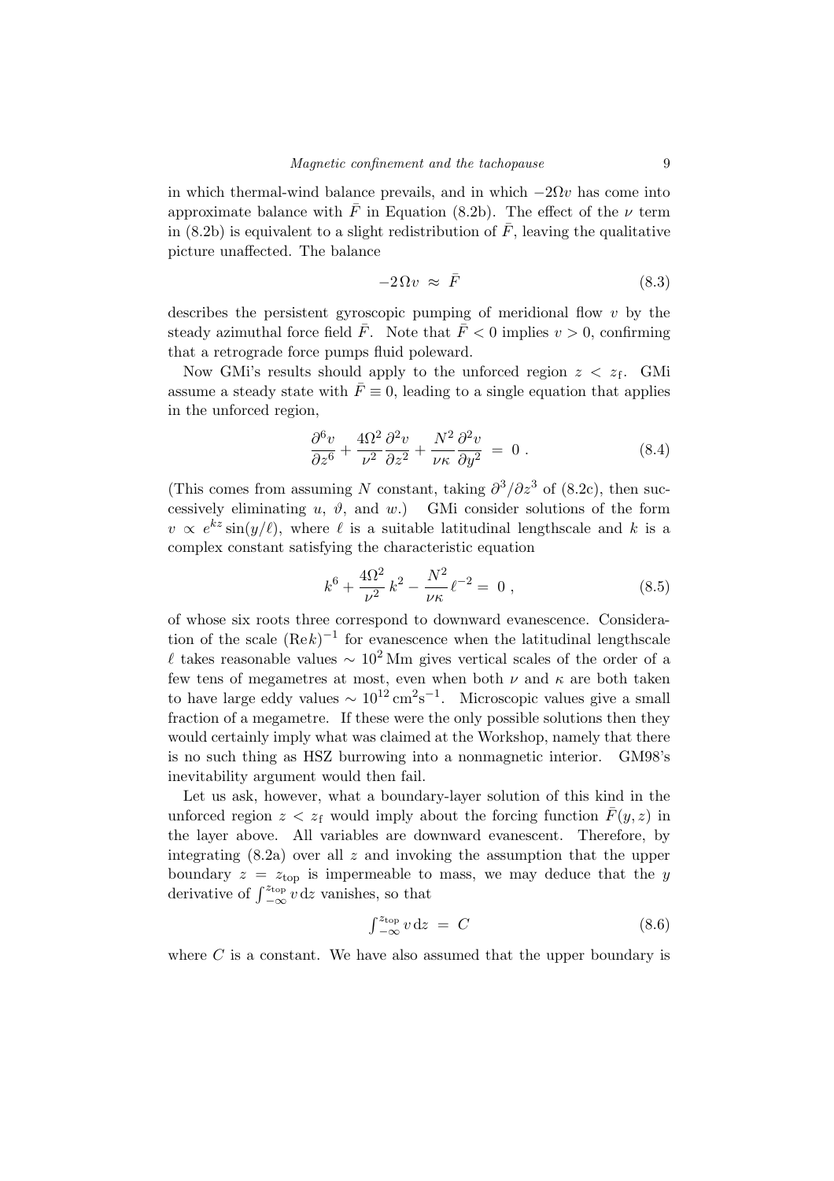in which thermal-wind balance prevails, and in which $-2\Omega v$ has come into approximate balance with $\bar{F}$ in Equation (8.2b). The effect of the $\nu$ term in (8.2b) is equivalent to a slight redistribution of $\bar{F}$, leaving the qualitative picture unaffected. The balance

$$-2\Omega v \;\approx\; \bar{F} \tag{8.3}$$

describes the persistent gyroscopic pumping of meridional flow $v$ by the steady azimuthal force field $\bar{F}$. Note that $\bar{F} < 0$ implies $v > 0$, confirming that a retrograde force pumps fluid poleward.

Now GMi's results should apply to the unforced region $z < z_{\mathrm{f}}$. GMi assume a steady state with $\bar{F} \equiv 0$, leading to a single equation that applies in the unforced region,

$$\frac{\partial^6 v}{\partial z^6} + \frac{4\Omega^2}{\nu^2}\frac{\partial^2 v}{\partial z^2} + \frac{N^2}{\nu\kappa}\frac{\partial^2 v}{\partial y^2} \;=\; 0\;. \tag{8.4}$$

(This comes from assuming $N$ constant, taking $\partial^3/\partial z^3$ of (8.2c), then successively eliminating $u$, $\vartheta$, and $w$.) GMi consider solutions of the form $v \propto e^{kz}\sin(y/\ell)$, where $\ell$ is a suitable latitudinal lengthscale and $k$ is a complex constant satisfying the characteristic equation

$$k^6 + \frac{4\Omega^2}{\nu^2}\,k^2 - \frac{N^2}{\nu\kappa}\,\ell^{-2} = \;0\;, \tag{8.5}$$

of whose six roots three correspond to downward evanescence. Consideration of the scale $(\mathrm{Re}k)^{-1}$ for evanescence when the latitudinal lengthscale $\ell$ takes reasonable values $\sim 10^2\,\mathrm{Mm}$ gives vertical scales of the order of a few tens of megametres at most, even when both $\nu$ and $\kappa$ are both taken to have large eddy values $\sim 10^{12}\,\mathrm{cm^2 s^{-1}}$. Microscopic values give a small fraction of a megametre. If these were the only possible solutions then they would certainly imply what was claimed at the Workshop, namely that there is no such thing as HSZ burrowing into a nonmagnetic interior. GM98's inevitability argument would then fail.

Let us ask, however, what a boundary-layer solution of this kind in the unforced region $z < z_{\mathrm{f}}$ would imply about the forcing function $\bar{F}(y, z)$ in the layer above. All variables are downward evanescent. Therefore, by integrating (8.2a) over all $z$ and invoking the assumption that the upper boundary $z = z_{\mathrm{top}}$ is impermeable to mass, we may deduce that the $y$ derivative of $\int_{-\infty}^{z_{\mathrm{top}}} v\,\mathrm{d}z$ vanishes, so that

$$\textstyle\int_{-\infty}^{z_{\mathrm{top}}} v\,\mathrm{d}z \;=\; C \tag{8.6}$$

where $C$ is a constant. We have also assumed that the upper boundary is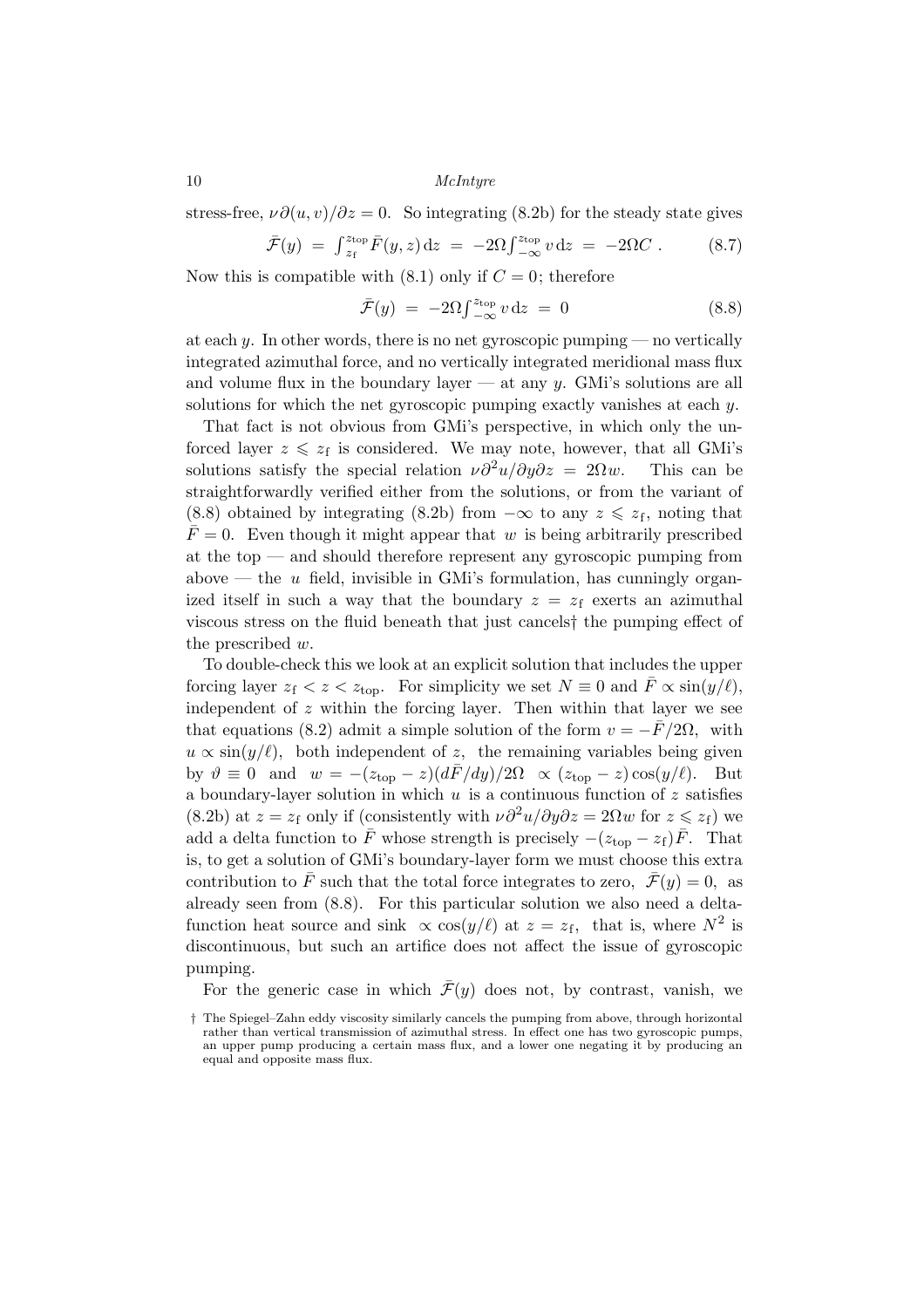stress-free, $\nu\,\partial(u,v)/\partial z = 0$. So integrating (8.2b) for the steady state gives

$$\bar{\mathcal{F}}(y) \;=\; \int_{z_\mathrm{f}}^{z_\mathrm{top}} \bar{F}(y,z)\,\mathrm{d}z \;=\; -2\Omega \int_{-\infty}^{z_\mathrm{top}} v\,\mathrm{d}z \;=\; -2\Omega C\;. \tag{8.7}$$

Now this is compatible with (8.1) only if $C = 0$; therefore

$$\bar{\mathcal{F}}(y) \;=\; -2\Omega \int_{-\infty}^{z_\mathrm{top}} v\,\mathrm{d}z \;=\; 0 \tag{8.8}$$

at each $y$. In other words, there is no net gyroscopic pumping — no vertically integrated azimuthal force, and no vertically integrated meridional mass flux and volume flux in the boundary layer — at any $y$. GMi's solutions are all solutions for which the net gyroscopic pumping exactly vanishes at each $y$.

That fact is not obvious from GMi's perspective, in which only the unforced layer $z \leqslant z_\mathrm{f}$ is considered. We may note, however, that all GMi's solutions satisfy the special relation $\nu\partial^2 u/\partial y \partial z = 2\Omega w$. This can be straightforwardly verified either from the solutions, or from the variant of (8.8) obtained by integrating (8.2b) from $-\infty$ to any $z \leqslant z_\mathrm{f}$, noting that $\bar{F} = 0$. Even though it might appear that $w$ is being arbitrarily prescribed at the top — and should therefore represent any gyroscopic pumping from above — the $u$ field, invisible in GMi's formulation, has cunningly organized itself in such a way that the boundary $z = z_\mathrm{f}$ exerts an azimuthal viscous stress on the fluid beneath that just cancels† the pumping effect of the prescribed $w$.

To double-check this we look at an explicit solution that includes the upper forcing layer $z_\mathrm{f} < z < z_\mathrm{top}$. For simplicity we set $N \equiv 0$ and $\bar{F} \propto \sin(y/\ell)$, independent of $z$ within the forcing layer. Then within that layer we see that equations (8.2) admit a simple solution of the form $v = -\bar{F}/2\Omega$, with $u \propto \sin(y/\ell)$, both independent of $z$, the remaining variables being given by $\vartheta \equiv 0$ and $w = -(z_\mathrm{top} - z)(d\bar{F}/dy)/2\Omega \;\propto (z_\mathrm{top} - z)\cos(y/\ell)$. But a boundary-layer solution in which $u$ is a continuous function of $z$ satisfies (8.2b) at $z = z_\mathrm{f}$ only if (consistently with $\nu\partial^2 u/\partial y\partial z = 2\Omega w$ for $z \leqslant z_\mathrm{f}$) we add a delta function to $\bar{F}$ whose strength is precisely $-(z_\mathrm{top} - z_\mathrm{f})\bar{F}$. That is, to get a solution of GMi's boundary-layer form we must choose this extra contribution to $\bar{F}$ such that the total force integrates to zero, $\bar{\mathcal{F}}(y) = 0$, as already seen from (8.8). For this particular solution we also need a delta-function heat source and sink $\propto \cos(y/\ell)$ at $z = z_\mathrm{f}$, that is, where $N^2$ is discontinuous, but such an artifice does not affect the issue of gyroscopic pumping.

For the generic case in which $\bar{\mathcal{F}}(y)$ does not, by contrast, vanish, we

† The Spiegel–Zahn eddy viscosity similarly cancels the pumping from above, through horizontal rather than vertical transmission of azimuthal stress. In effect one has two gyroscopic pumps, an upper pump producing a certain mass flux, and a lower one negating it by producing an equal and opposite mass flux.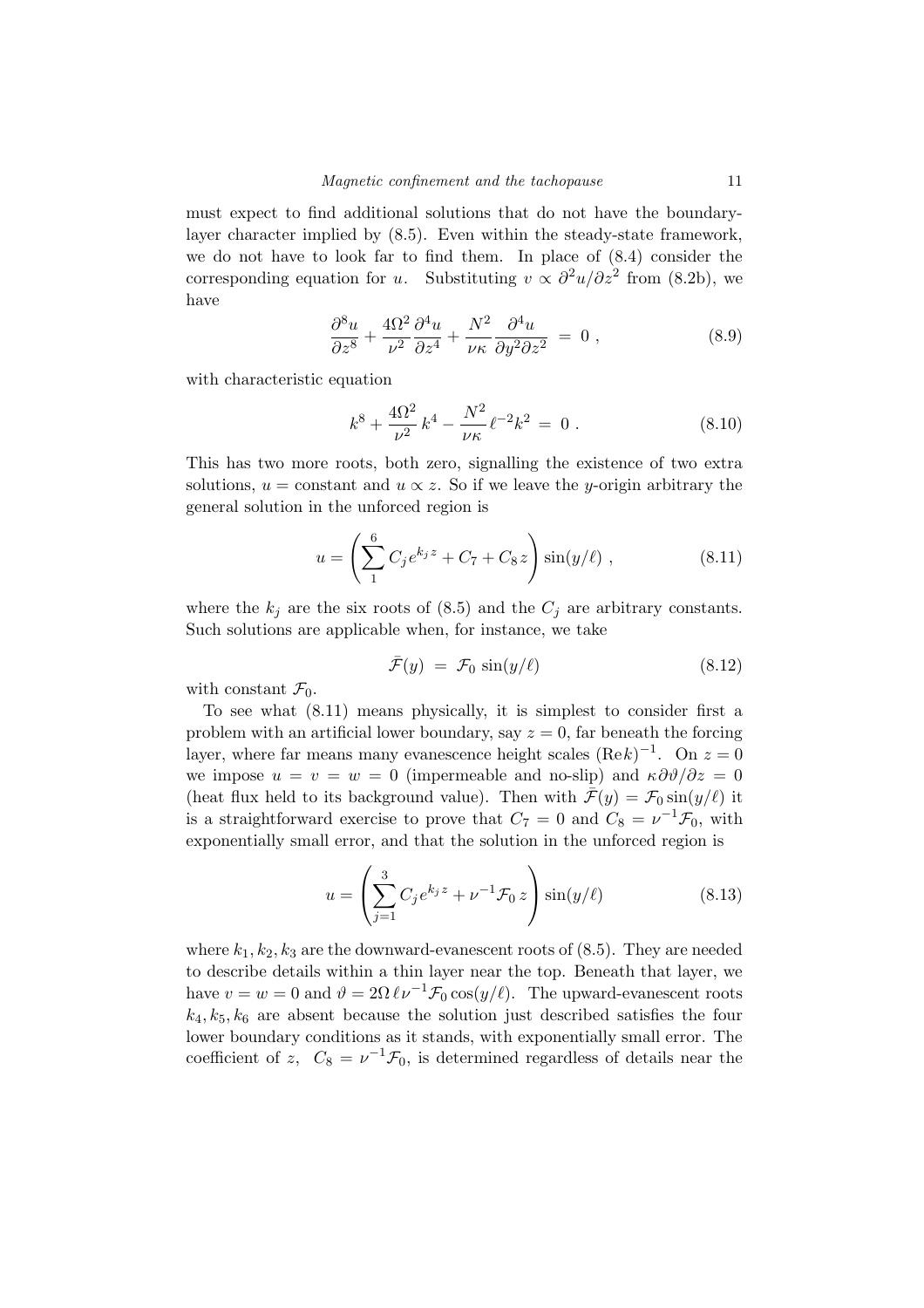must expect to find additional solutions that do not have the boundary-layer character implied by (8.5). Even within the steady-state framework, we do not have to look far to find them. In place of (8.4) consider the corresponding equation for $u$. Substituting $v \propto \partial^2 u/\partial z^2$ from (8.2b), we have

$$\frac{\partial^8 u}{\partial z^8} + \frac{4\Omega^2}{\nu^2}\frac{\partial^4 u}{\partial z^4} + \frac{N^2}{\nu\kappa}\frac{\partial^4 u}{\partial y^2 \partial z^2} \;=\; 0 \;, \tag{8.9}$$

with characteristic equation

$$k^8 + \frac{4\Omega^2}{\nu^2}\,k^4 - \frac{N^2}{\nu\kappa}\,\ell^{-2}k^2 \;=\; 0 \;. \tag{8.10}$$

This has two more roots, both zero, signalling the existence of two extra solutions, $u = $ constant and $u \propto z$. So if we leave the $y$-origin arbitrary the general solution in the unforced region is

$$u = \left( \sum_1^6 C_j e^{k_j z} + C_7 + C_8 z \right) \sin(y/\ell) \;, \tag{8.11}$$

where the $k_j$ are the six roots of (8.5) and the $C_j$ are arbitrary constants. Such solutions are applicable when, for instance, we take

$$\bar{\mathcal{F}}(y) \;=\; \mathcal{F}_0 \sin(y/\ell) \tag{8.12}$$

with constant $\mathcal{F}_0$.

To see what (8.11) means physically, it is simplest to consider first a problem with an artificial lower boundary, say $z = 0$, far beneath the forcing layer, where far means many evanescence height scales $(\mathrm{Re}\,k)^{-1}$. On $z = 0$ we impose $u = v = w = 0$ (impermeable and no-slip) and $\kappa \partial\vartheta/\partial z = 0$ (heat flux held to its background value). Then with $\bar{\mathcal{F}}(y) = \mathcal{F}_0 \sin(y/\ell)$ it is a straightforward exercise to prove that $C_7 = 0$ and $C_8 = \nu^{-1}\mathcal{F}_0$, with exponentially small error, and that the solution in the unforced region is

$$u = \left( \sum_{j=1}^3 C_j e^{k_j z} + \nu^{-1}\mathcal{F}_0\, z \right) \sin(y/\ell) \tag{8.13}$$

where $k_1, k_2, k_3$ are the downward-evanescent roots of (8.5). They are needed to describe details within a thin layer near the top. Beneath that layer, we have $v = w = 0$ and $\vartheta = 2\Omega\,\ell\,\nu^{-1}\mathcal{F}_0 \cos(y/\ell)$. The upward-evanescent roots $k_4, k_5, k_6$ are absent because the solution just described satisfies the four lower boundary conditions as it stands, with exponentially small error. The coefficient of $z$, $C_8 = \nu^{-1}\mathcal{F}_0$, is determined regardless of details near the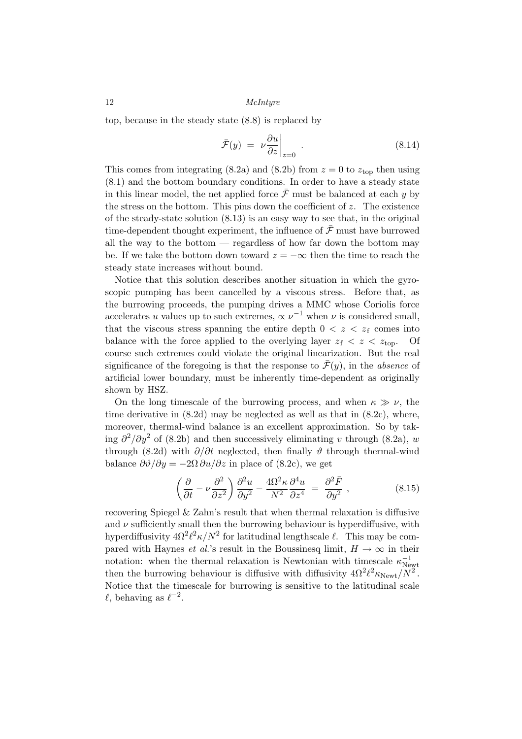top, because in the steady state (8.8) is replaced by

$$\bar{\mathcal{F}}(y) \;=\; \nu \frac{\partial u}{\partial z}\bigg|_{z=0} \;. \tag{8.14}$$

This comes from integrating (8.2a) and (8.2b) from $z = 0$ to $z_{\text{top}}$ then using (8.1) and the bottom boundary conditions. In order to have a steady state in this linear model, the net applied force $\bar{\mathcal{F}}$ must be balanced at each $y$ by the stress on the bottom. This pins down the coefficient of $z$. The existence of the steady-state solution (8.13) is an easy way to see that, in the original time-dependent thought experiment, the influence of $\bar{\mathcal{F}}$ must have burrowed all the way to the bottom — regardless of how far down the bottom may be. If we take the bottom down toward $z = -\infty$ then the time to reach the steady state increases without bound.

Notice that this solution describes another situation in which the gyroscopic pumping has been cancelled by a viscous stress. Before that, as the burrowing proceeds, the pumping drives a MMC whose Coriolis force accelerates $u$ values up to such extremes, $\propto \nu^{-1}$ when $\nu$ is considered small, that the viscous stress spanning the entire depth $0 < z < z_{\text{f}}$ comes into balance with the force applied to the overlying layer $z_{\text{f}} < z < z_{\text{top}}$. Of course such extremes could violate the original linearization. But the real significance of the foregoing is that the response to $\bar{\mathcal{F}}(y)$, in the *absence* of artificial lower boundary, must be inherently time-dependent as originally shown by HSZ.

On the long timescale of the burrowing process, and when $\kappa \gg \nu$, the time derivative in (8.2d) may be neglected as well as that in (8.2c), where, moreover, thermal-wind balance is an excellent approximation. So by taking $\partial^2/\partial y^2$ of (8.2b) and then successively eliminating $v$ through (8.2a), $w$ through (8.2d) with $\partial/\partial t$ neglected, then finally $\vartheta$ through thermal-wind balance $\partial\vartheta/\partial y = -2\Omega\,\partial u/\partial z$ in place of (8.2c), we get

$$\left(\frac{\partial}{\partial t} - \nu\frac{\partial^2}{\partial z^2}\right)\frac{\partial^2 u}{\partial y^2} - \frac{4\Omega^2\kappa}{N^2}\frac{\partial^4 u}{\partial z^4} \;=\; \frac{\partial^2 \bar{F}}{\partial y^2}\;, \tag{8.15}$$

recovering Spiegel & Zahn's result that when thermal relaxation is diffusive and $\nu$ sufficiently small then the burrowing behaviour is hyperdiffusive, with hyperdiffusivity $4\Omega^2\ell^2\kappa/N^2$ for latitudinal lengthscale $\ell$. This may be compared with Haynes *et al.*'s result in the Boussinesq limit, $H \to \infty$ in their notation: when the thermal relaxation is Newtonian with timescale $\kappa_{\text{Newt}}^{-1}$ then the burrowing behaviour is diffusive with diffusivity $4\Omega^2\ell^2\kappa_{\text{Newt}}/N^2$. Notice that the timescale for burrowing is sensitive to the latitudinal scale $\ell$, behaving as $\ell^{-2}$.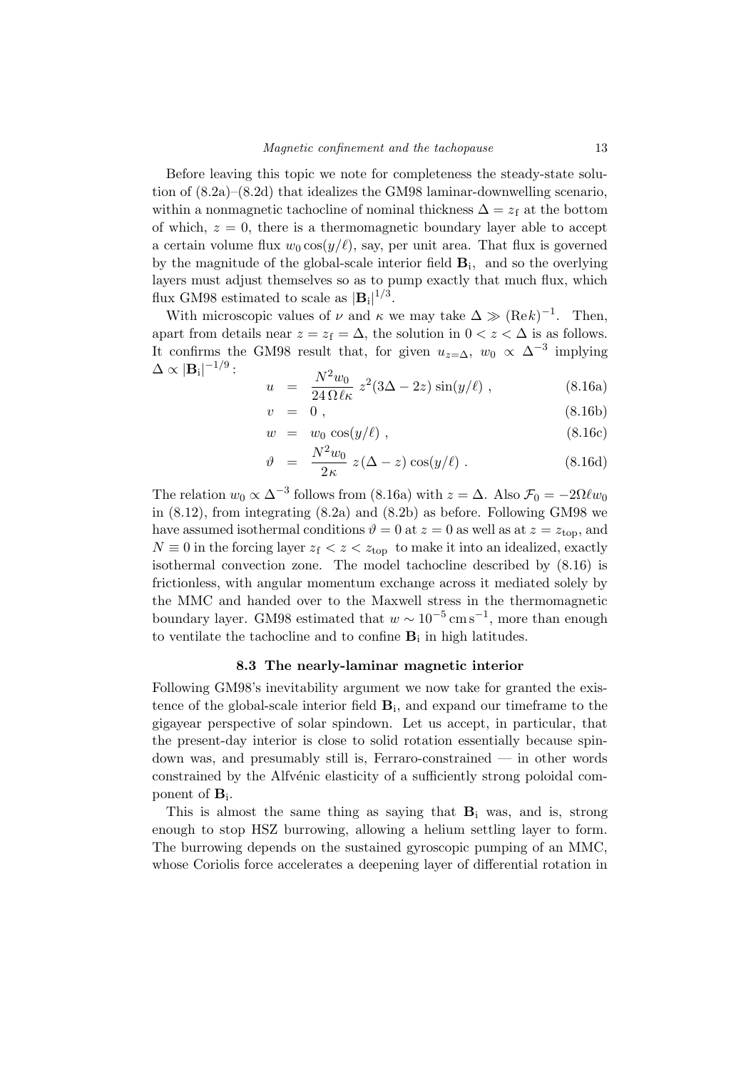Before leaving this topic we note for completeness the steady-state solution of (8.2a)–(8.2d) that idealizes the GM98 laminar-downwelling scenario, within a nonmagnetic tachocline of nominal thickness $\Delta = z_{\rm f}$ at the bottom of which, $z = 0$, there is a thermomagnetic boundary layer able to accept a certain volume flux $w_0 \cos(y/\ell)$, say, per unit area. That flux is governed by the magnitude of the global-scale interior field $\mathbf{B}_{\rm i}$, and so the overlying layers must adjust themselves so as to pump exactly that much flux, which flux GM98 estimated to scale as $|\mathbf{B}_{\rm i}|^{1/3}$.

With microscopic values of $\nu$ and $\kappa$ we may take $\Delta \gg ({\rm Re}k)^{-1}$. Then, apart from details near $z = z_{\rm f} = \Delta$, the solution in $0 < z < \Delta$ is as follows. It confirms the GM98 result that, for given $u_{z=\Delta}$, $w_0 \propto \Delta^{-3}$ implying $\Delta \propto |\mathbf{B}_{\rm i}|^{-1/9}$ :

$$u = \frac{N^2 w_0}{24\,\Omega\,\ell\kappa}\; z^2(3\Delta - 2z)\sin(y/\ell)\;, \tag{8.16a}$$

$$v = 0\;, \tag{8.16b}$$

$$w = w_0\,\cos(y/\ell)\;, \tag{8.16c}$$

$$\vartheta = \frac{N^2 w_0}{2\kappa}\; z(\Delta - z)\cos(y/\ell)\;. \tag{8.16d}$$

The relation $w_0 \propto \Delta^{-3}$ follows from (8.16a) with $z = \Delta$. Also $\mathcal{F}_0 = -2\Omega\ell w_0$ in (8.12), from integrating (8.2a) and (8.2b) as before. Following GM98 we have assumed isothermal conditions $\vartheta = 0$ at $z = 0$ as well as at $z = z_{\rm top}$, and $N \equiv 0$ in the forcing layer $z_{\rm f} < z < z_{\rm top}$ to make it into an idealized, exactly isothermal convection zone. The model tachocline described by (8.16) is frictionless, with angular momentum exchange across it mediated solely by the MMC and handed over to the Maxwell stress in the thermomagnetic boundary layer. GM98 estimated that $w \sim 10^{-5}\,{\rm cm\,s^{-1}}$, more than enough to ventilate the tachocline and to confine $\mathbf{B}_{\rm i}$ in high latitudes.

### 8.3 The nearly-laminar magnetic interior

Following GM98's inevitability argument we now take for granted the existence of the global-scale interior field $\mathbf{B}_{\rm i}$, and expand our timeframe to the gigayear perspective of solar spindown. Let us accept, in particular, that the present-day interior is close to solid rotation essentially because spindown was, and presumably still is, Ferraro-constrained — in other words constrained by the Alfvénic elasticity of a sufficiently strong poloidal component of $\mathbf{B}_{\rm i}$.

This is almost the same thing as saying that $\mathbf{B}_{\rm i}$ was, and is, strong enough to stop HSZ burrowing, allowing a helium settling layer to form. The burrowing depends on the sustained gyroscopic pumping of an MMC, whose Coriolis force accelerates a deepening layer of differential rotation in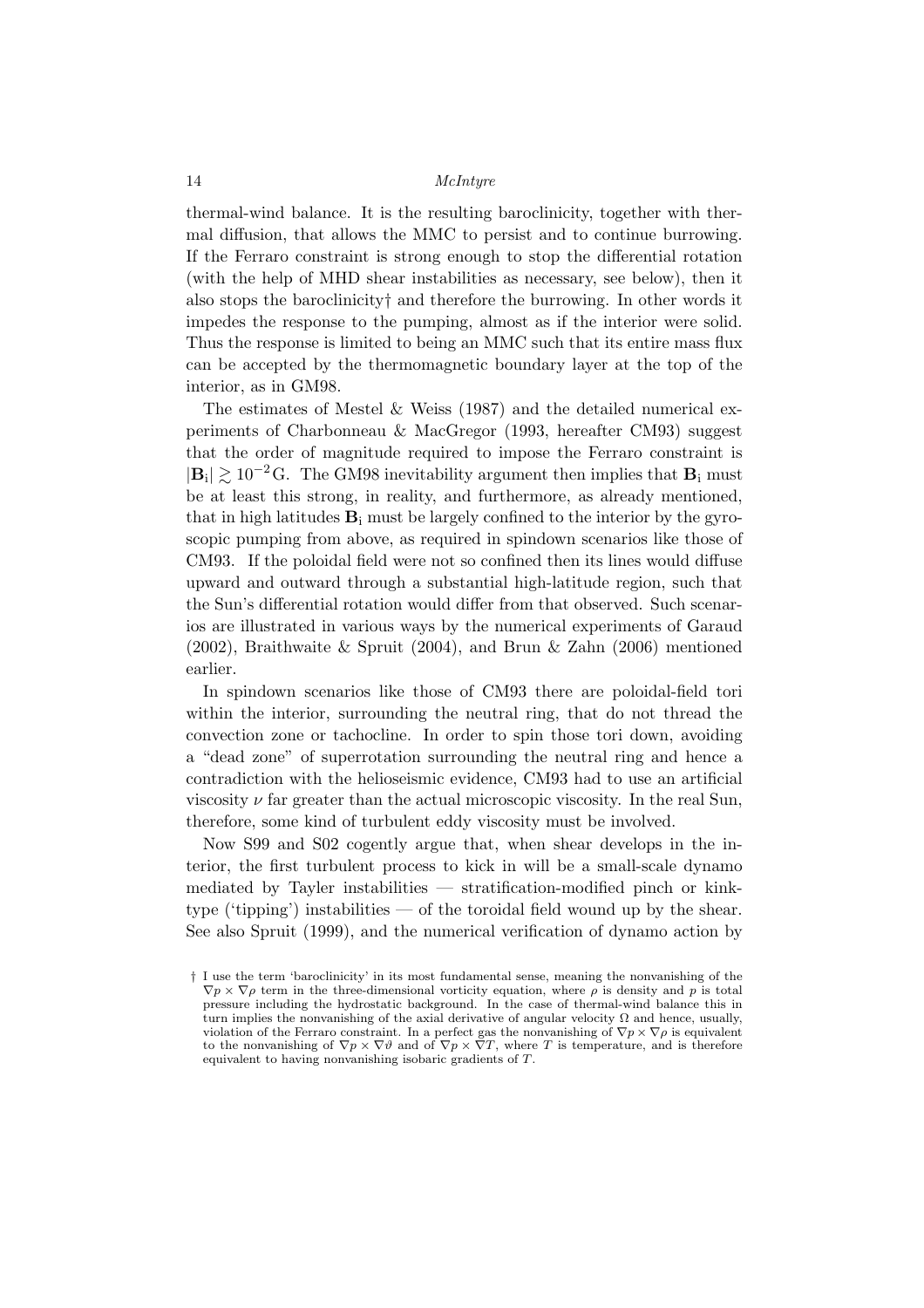thermal-wind balance. It is the resulting baroclinicity, together with thermal diffusion, that allows the MMC to persist and to continue burrowing. If the Ferraro constraint is strong enough to stop the differential rotation (with the help of MHD shear instabilities as necessary, see below), then it also stops the baroclinicity† and therefore the burrowing. In other words it impedes the response to the pumping, almost as if the interior were solid. Thus the response is limited to being an MMC such that its entire mass flux can be accepted by the thermomagnetic boundary layer at the top of the interior, as in GM98.

The estimates of Mestel & Weiss (1987) and the detailed numerical experiments of Charbonneau & MacGregor (1993, hereafter CM93) suggest that the order of magnitude required to impose the Ferraro constraint is $|\mathbf{B}_\mathrm{i}| \gtrsim 10^{-2}\,\mathrm{G}$. The GM98 inevitability argument then implies that $\mathbf{B}_\mathrm{i}$ must be at least this strong, in reality, and furthermore, as already mentioned, that in high latitudes $\mathbf{B}_\mathrm{i}$ must be largely confined to the interior by the gyroscopic pumping from above, as required in spindown scenarios like those of CM93. If the poloidal field were not so confined then its lines would diffuse upward and outward through a substantial high-latitude region, such that the Sun's differential rotation would differ from that observed. Such scenarios are illustrated in various ways by the numerical experiments of Garaud (2002), Braithwaite & Spruit (2004), and Brun & Zahn (2006) mentioned earlier.

In spindown scenarios like those of CM93 there are poloidal-field tori within the interior, surrounding the neutral ring, that do not thread the convection zone or tachocline. In order to spin those tori down, avoiding a "dead zone" of superrotation surrounding the neutral ring and hence a contradiction with the helioseismic evidence, CM93 had to use an artificial viscosity $\nu$ far greater than the actual microscopic viscosity. In the real Sun, therefore, some kind of turbulent eddy viscosity must be involved.

Now S99 and S02 cogently argue that, when shear develops in the interior, the first turbulent process to kick in will be a small-scale dynamo mediated by Tayler instabilities — stratification-modified pinch or kink-type ('tipping') instabilities — of the toroidal field wound up by the shear. See also Spruit (1999), and the numerical verification of dynamo action by

† I use the term 'baroclinicity' in its most fundamental sense, meaning the nonvanishing of the $\nabla p \times \nabla \rho$ term in the three-dimensional vorticity equation, where $\rho$ is density and $p$ is total pressure including the hydrostatic background. In the case of thermal-wind balance this in turn implies the nonvanishing of the axial derivative of angular velocity $\Omega$ and hence, usually, violation of the Ferraro constraint. In a perfect gas the nonvanishing of $\nabla p \times \nabla \rho$ is equivalent to the nonvanishing of $\nabla p \times \nabla \vartheta$ and of $\nabla p \times \nabla T$, where $T$ is temperature, and is therefore equivalent to having nonvanishing isobaric gradients of $T$.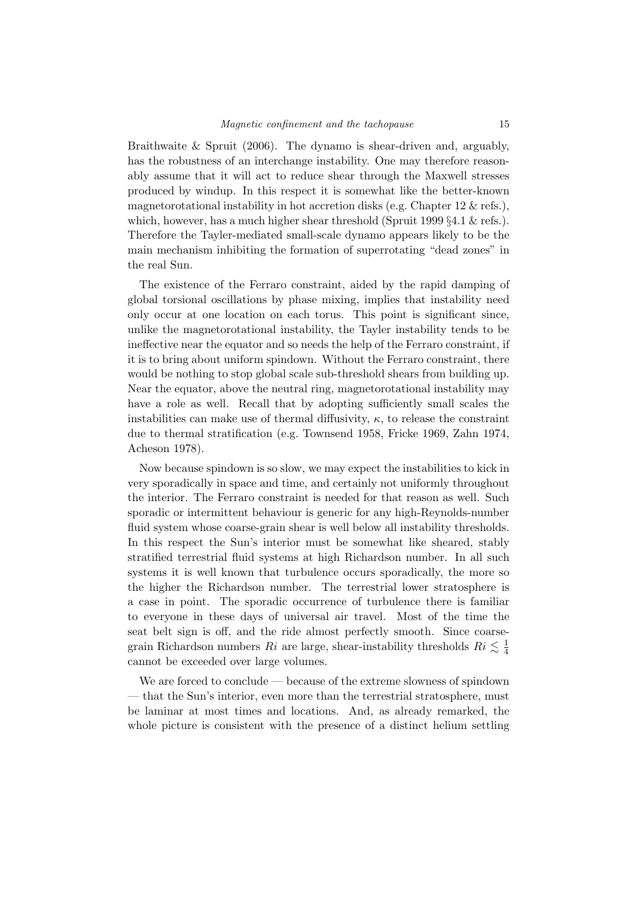Braithwaite & Spruit (2006). The dynamo is shear-driven and, arguably, has the robustness of an interchange instability. One may therefore reasonably assume that it will act to reduce shear through the Maxwell stresses produced by windup. In this respect it is somewhat like the better-known magnetorotational instability in hot accretion disks (e.g. Chapter 12 & refs.), which, however, has a much higher shear threshold (Spruit 1999 §4.1 & refs.). Therefore the Tayler-mediated small-scale dynamo appears likely to be the main mechanism inhibiting the formation of superrotating "dead zones" in the real Sun.

The existence of the Ferraro constraint, aided by the rapid damping of global torsional oscillations by phase mixing, implies that instability need only occur at one location on each torus. This point is significant since, unlike the magnetorotational instability, the Tayler instability tends to be ineffective near the equator and so needs the help of the Ferraro constraint, if it is to bring about uniform spindown. Without the Ferraro constraint, there would be nothing to stop global scale sub-threshold shears from building up. Near the equator, above the neutral ring, magnetorotational instability may have a role as well. Recall that by adopting sufficiently small scales the instabilities can make use of thermal diffusivity, $\kappa$, to release the constraint due to thermal stratification (e.g. Townsend 1958, Fricke 1969, Zahn 1974, Acheson 1978).

Now because spindown is so slow, we may expect the instabilities to kick in very sporadically in space and time, and certainly not uniformly throughout the interior. The Ferraro constraint is needed for that reason as well. Such sporadic or intermittent behaviour is generic for any high-Reynolds-number fluid system whose coarse-grain shear is well below all instability thresholds. In this respect the Sun's interior must be somewhat like sheared, stably stratified terrestrial fluid systems at high Richardson number. In all such systems it is well known that turbulence occurs sporadically, the more so the higher the Richardson number. The terrestrial lower stratosphere is a case in point. The sporadic occurrence of turbulence there is familiar to everyone in these days of universal air travel. Most of the time the seat belt sign is off, and the ride almost perfectly smooth. Since coarse-grain Richardson numbers $Ri$ are large, shear-instability thresholds $Ri \lesssim \frac{1}{4}$ cannot be exceeded over large volumes.

We are forced to conclude — because of the extreme slowness of spindown — that the Sun's interior, even more than the terrestrial stratosphere, must be laminar at most times and locations. And, as already remarked, the whole picture is consistent with the presence of a distinct helium settling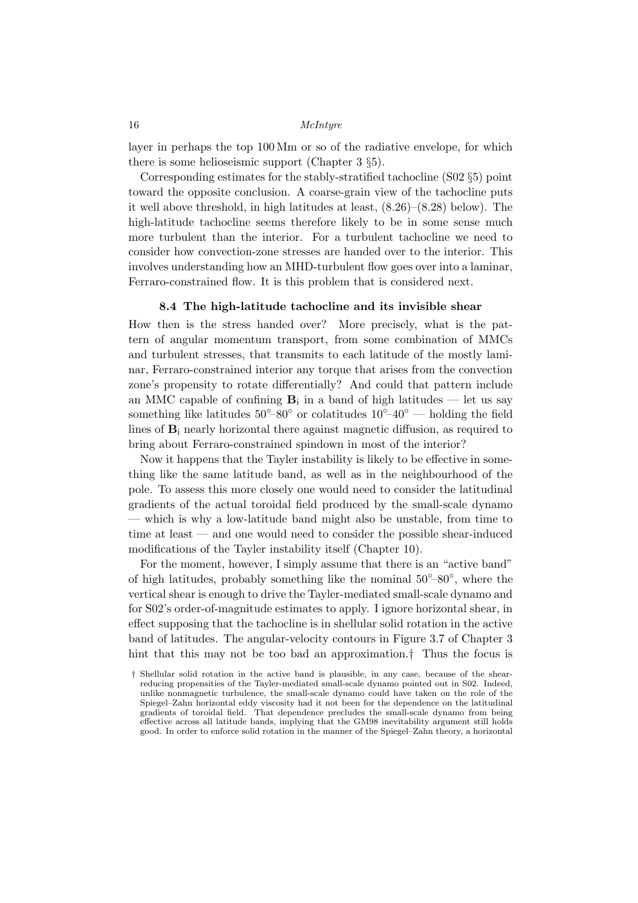layer in perhaps the top 100 Mm or so of the radiative envelope, for which there is some helioseismic support (Chapter 3 §5).

Corresponding estimates for the stably-stratified tachocline (S02 §5) point toward the opposite conclusion. A coarse-grain view of the tachocline puts it well above threshold, in high latitudes at least, (8.26)–(8.28) below). The high-latitude tachocline seems therefore likely to be in some sense much more turbulent than the interior. For a turbulent tachocline we need to consider how convection-zone stresses are handed over to the interior. This involves understanding how an MHD-turbulent flow goes over into a laminar, Ferraro-constrained flow. It is this problem that is considered next.

### 8.4 The high-latitude tachocline and its invisible shear

How then is the stress handed over? More precisely, what is the pattern of angular momentum transport, from some combination of MMCs and turbulent stresses, that transmits to each latitude of the mostly laminar, Ferraro-constrained interior any torque that arises from the convection zone's propensity to rotate differentially? And could that pattern include an MMC capable of confining $\mathbf{B}_\mathrm{i}$ in a band of high latitudes — let us say something like latitudes $50^\circ$–$80^\circ$ or colatitudes $10^\circ$–$40^\circ$ — holding the field lines of $\mathbf{B}_\mathrm{i}$ nearly horizontal there against magnetic diffusion, as required to bring about Ferraro-constrained spindown in most of the interior?

Now it happens that the Tayler instability is likely to be effective in something like the same latitude band, as well as in the neighbourhood of the pole. To assess this more closely one would need to consider the latitudinal gradients of the actual toroidal field produced by the small-scale dynamo — which is why a low-latitude band might also be unstable, from time to time at least — and one would need to consider the possible shear-induced modifications of the Tayler instability itself (Chapter 10).

For the moment, however, I simply assume that there is an "active band" of high latitudes, probably something like the nominal $50^\circ$–$80^\circ$, where the vertical shear is enough to drive the Tayler-mediated small-scale dynamo and for S02's order-of-magnitude estimates to apply. I ignore horizontal shear, in effect supposing that the tachocline is in shellular solid rotation in the active band of latitudes. The angular-velocity contours in Figure 3.7 of Chapter 3 hint that this may not be too bad an approximation.† Thus the focus is

† Shellular solid rotation in the active band is plausible, in any case, because of the shear-reducing propensities of the Tayler-mediated small-scale dynamo pointed out in S02. Indeed, unlike nonmagnetic turbulence, the small-scale dynamo could have taken on the role of the Spiegel–Zahn horizontal eddy viscosity had it not been for the dependence on the latitudinal gradients of toroidal field. That dependence precludes the small-scale dynamo from being effective across all latitude bands, implying that the GM98 inevitability argument still holds good. In order to enforce solid rotation in the manner of the Spiegel–Zahn theory, a horizontal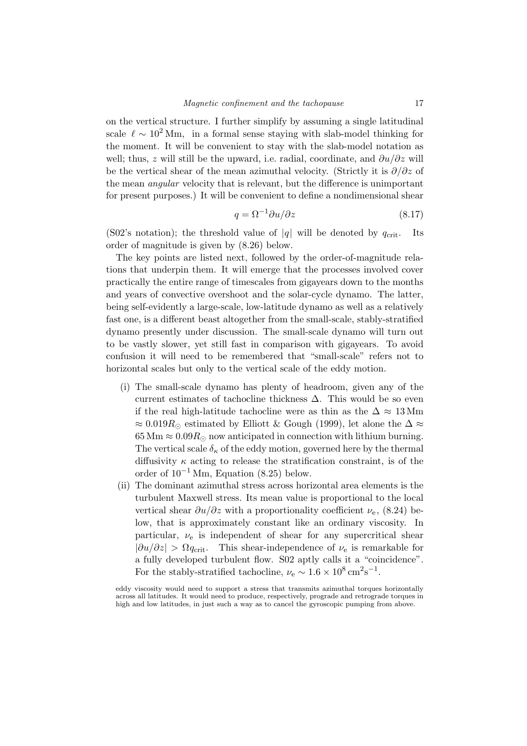on the vertical structure. I further simplify by assuming a single latitudinal scale $\ell \sim 10^2\,\mathrm{Mm}$, in a formal sense staying with slab-model thinking for the moment. It will be convenient to stay with the slab-model notation as well; thus, $z$ will still be the upward, i.e. radial, coordinate, and $\partial u/\partial z$ will be the vertical shear of the mean azimuthal velocity. (Strictly it is $\partial/\partial z$ of the mean *angular* velocity that is relevant, but the difference is unimportant for present purposes.) It will be convenient to define a nondimensional shear

$$q = \Omega^{-1}\partial u/\partial z \tag{8.17}$$

(S02's notation); the threshold value of $|q|$ will be denoted by $q_{\mathrm{crit}}$. Its order of magnitude is given by (8.26) below.

The key points are listed next, followed by the order-of-magnitude relations that underpin them. It will emerge that the processes involved cover practically the entire range of timescales from gigayears down to the months and years of convective overshoot and the solar-cycle dynamo. The latter, being self-evidently a large-scale, low-latitude dynamo as well as a relatively fast one, is a different beast altogether from the small-scale, stably-stratified dynamo presently under discussion. The small-scale dynamo will turn out to be vastly slower, yet still fast in comparison with gigayears. To avoid confusion it will need to be remembered that "small-scale" refers not to horizontal scales but only to the vertical scale of the eddy motion.

(i) The small-scale dynamo has plenty of headroom, given any of the current estimates of tachocline thickness $\Delta$. This would be so even if the real high-latitude tachocline were as thin as the $\Delta \approx 13\,\mathrm{Mm}$ $\approx 0.019R_{\odot}$ estimated by Elliott & Gough (1999), let alone the $\Delta \approx 65\,\mathrm{Mm} \approx 0.09R_{\odot}$ now anticipated in connection with lithium burning. The vertical scale $\delta_{\kappa}$ of the eddy motion, governed here by the thermal diffusivity $\kappa$ acting to release the stratification constraint, is of the order of $10^{-1}\,\mathrm{Mm}$, Equation (8.25) below.

(ii) The dominant azimuthal stress across horizontal area elements is the turbulent Maxwell stress. Its mean value is proportional to the local vertical shear $\partial u/\partial z$ with a proportionality coefficient $\nu_{\mathrm{e}}$, (8.24) below, that is approximately constant like an ordinary viscosity. In particular, $\nu_{\mathrm{e}}$ is independent of shear for any supercritical shear $|\partial u/\partial z| > \Omega q_{\mathrm{crit}}$. This shear-independence of $\nu_{\mathrm{e}}$ is remarkable for a fully developed turbulent flow. S02 aptly calls it a "coincidence". For the stably-stratified tachocline, $\nu_{\mathrm{e}} \sim 1.6 \times 10^8\,\mathrm{cm^2s^{-1}}$.

eddy viscosity would need to support a stress that transmits azimuthal torques horizontally across all latitudes. It would need to produce, respectively, prograde and retrograde torques in high and low latitudes, in just such a way as to cancel the gyroscopic pumping from above.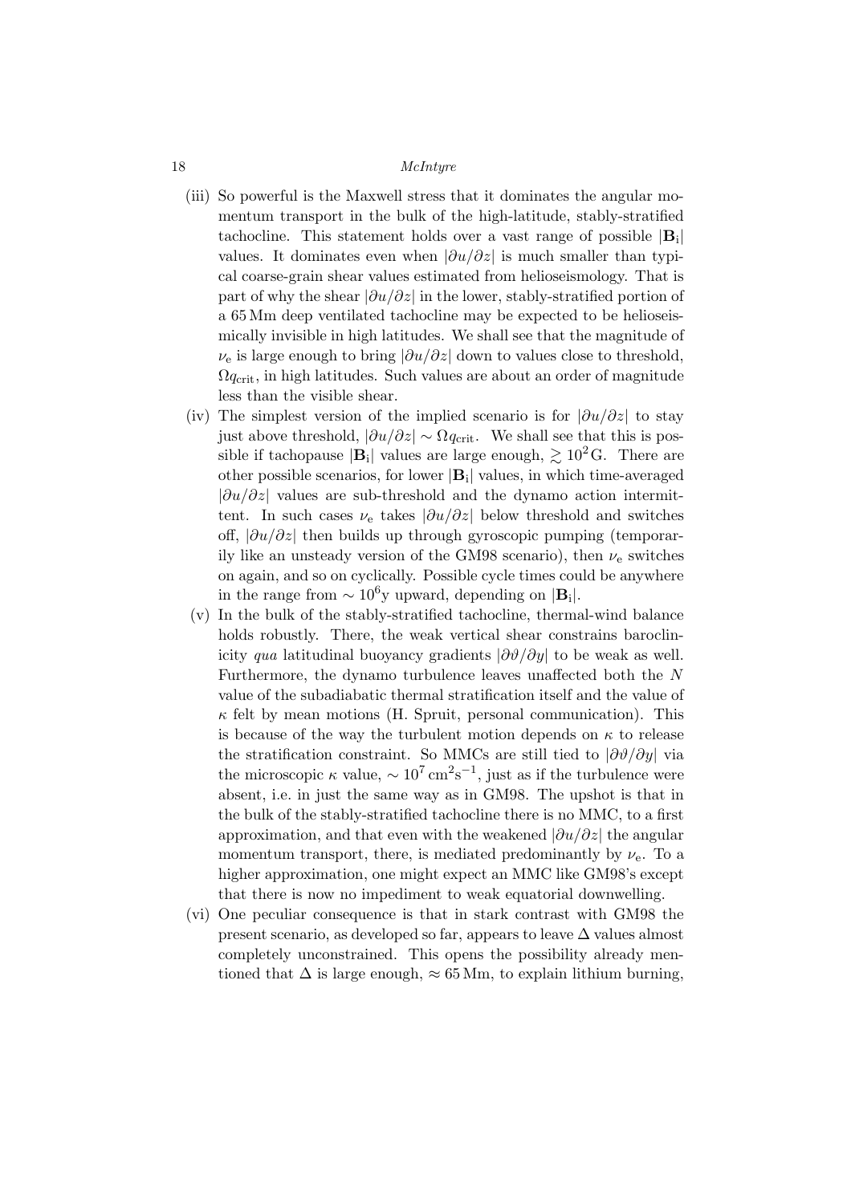(iii) So powerful is the Maxwell stress that it dominates the angular momentum transport in the bulk of the high-latitude, stably-stratified tachocline. This statement holds over a vast range of possible $|\mathbf{B}_\mathrm{i}|$ values. It dominates even when $|\partial u/\partial z|$ is much smaller than typical coarse-grain shear values estimated from helioseismology. That is part of why the shear $|\partial u/\partial z|$ in the lower, stably-stratified portion of a 65 Mm deep ventilated tachocline may be expected to be helioseismically invisible in high latitudes. We shall see that the magnitude of $\nu_\mathrm{e}$ is large enough to bring $|\partial u/\partial z|$ down to values close to threshold, $\Omega q_\mathrm{crit}$, in high latitudes. Such values are about an order of magnitude less than the visible shear.

(iv) The simplest version of the implied scenario is for $|\partial u/\partial z|$ to stay just above threshold, $|\partial u/\partial z| \sim \Omega q_\mathrm{crit}$. We shall see that this is possible if tachopause $|\mathbf{B}_\mathrm{i}|$ values are large enough, $\gtrsim 10^2\,\mathrm{G}$. There are other possible scenarios, for lower $|\mathbf{B}_\mathrm{i}|$ values, in which time-averaged $|\partial u/\partial z|$ values are sub-threshold and the dynamo action intermittent. In such cases $\nu_\mathrm{e}$ takes $|\partial u/\partial z|$ below threshold and switches off, $|\partial u/\partial z|$ then builds up through gyroscopic pumping (temporarily like an unsteady version of the GM98 scenario), then $\nu_\mathrm{e}$ switches on again, and so on cyclically. Possible cycle times could be anywhere in the range from $\sim 10^6\mathrm{y}$ upward, depending on $|\mathbf{B}_\mathrm{i}|$.

(v) In the bulk of the stably-stratified tachocline, thermal-wind balance holds robustly. There, the weak vertical shear constrains baroclinicity *qua* latitudinal buoyancy gradients $|\partial\vartheta/\partial y|$ to be weak as well. Furthermore, the dynamo turbulence leaves unaffected both the $N$ value of the subadiabatic thermal stratification itself and the value of $\kappa$ felt by mean motions (H. Spruit, personal communication). This is because of the way the turbulent motion depends on $\kappa$ to release the stratification constraint. So MMCs are still tied to $|\partial\vartheta/\partial y|$ via the microscopic $\kappa$ value, $\sim 10^7\,\mathrm{cm^2s^{-1}}$, just as if the turbulence were absent, i.e. in just the same way as in GM98. The upshot is that in the bulk of the stably-stratified tachocline there is no MMC, to a first approximation, and that even with the weakened $|\partial u/\partial z|$ the angular momentum transport, there, is mediated predominantly by $\nu_\mathrm{e}$. To a higher approximation, one might expect an MMC like GM98's except that there is now no impediment to weak equatorial downwelling.

(vi) One peculiar consequence is that in stark contrast with GM98 the present scenario, as developed so far, appears to leave $\Delta$ values almost completely unconstrained. This opens the possibility already mentioned that $\Delta$ is large enough, $\approx 65\,\mathrm{Mm}$, to explain lithium burning,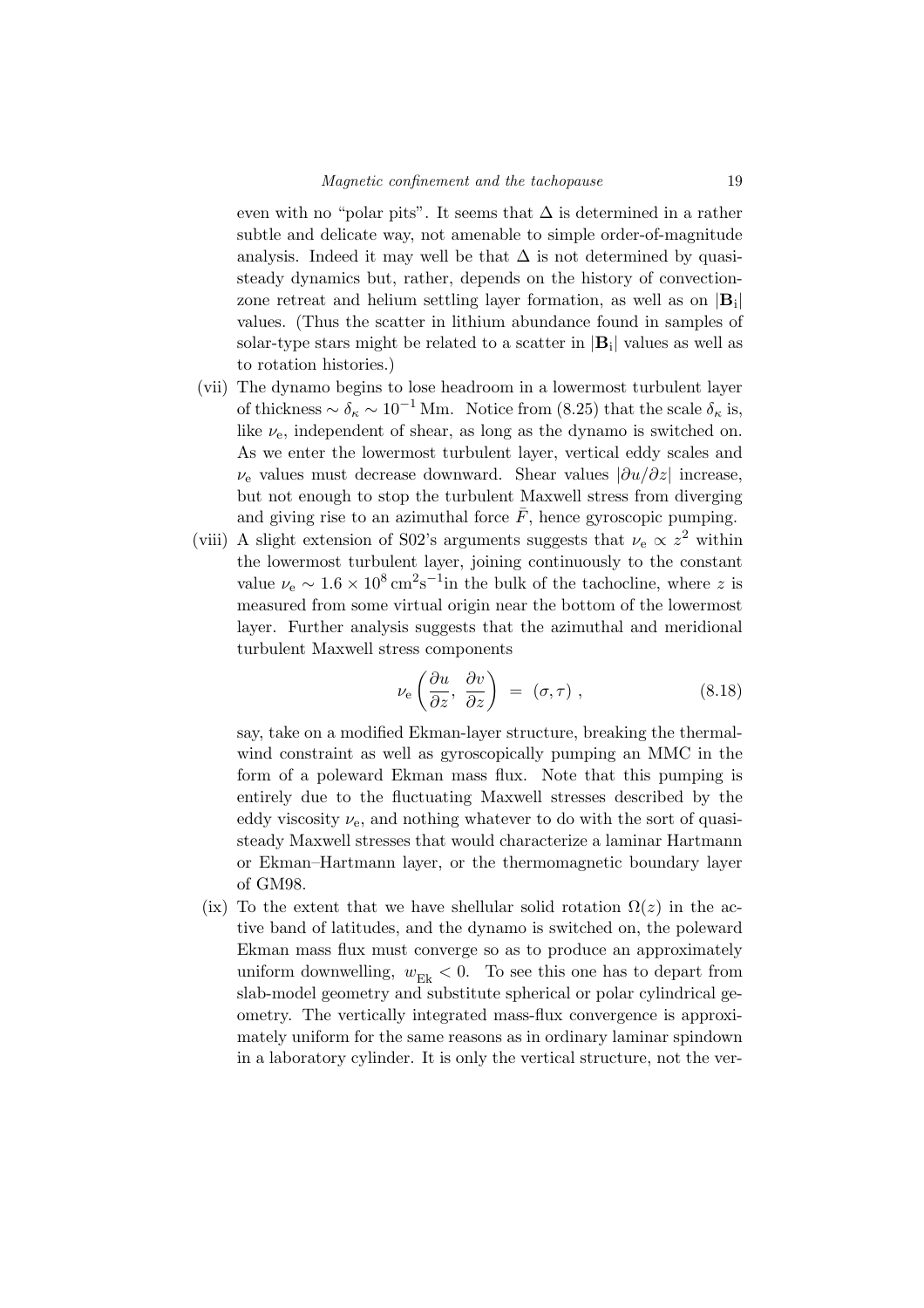even with no "polar pits". It seems that $\Delta$ is determined in a rather subtle and delicate way, not amenable to simple order-of-magnitude analysis. Indeed it may well be that $\Delta$ is not determined by quasi-steady dynamics but, rather, depends on the history of convection-zone retreat and helium settling layer formation, as well as on $|\mathbf{B}_\mathrm{i}|$ values. (Thus the scatter in lithium abundance found in samples of solar-type stars might be related to a scatter in $|\mathbf{B}_\mathrm{i}|$ values as well as to rotation histories.)

(vii) The dynamo begins to lose headroom in a lowermost turbulent layer of thickness $\sim \delta_\kappa \sim 10^{-1}\,\mathrm{Mm}$. Notice from (8.25) that the scale $\delta_\kappa$ is, like $\nu_\mathrm{e}$, independent of shear, as long as the dynamo is switched on. As we enter the lowermost turbulent layer, vertical eddy scales and $\nu_\mathrm{e}$ values must decrease downward. Shear values $|\partial u/\partial z|$ increase, but not enough to stop the turbulent Maxwell stress from diverging and giving rise to an azimuthal force $\bar{F}$, hence gyroscopic pumping.

(viii) A slight extension of S02's arguments suggests that $\nu_\mathrm{e} \propto z^2$ within the lowermost turbulent layer, joining continuously to the constant value $\nu_\mathrm{e} \sim 1.6 \times 10^8\,\mathrm{cm^2 s^{-1}}$in the bulk of the tachocline, where $z$ is measured from some virtual origin near the bottom of the lowermost layer. Further analysis suggests that the azimuthal and meridional turbulent Maxwell stress components

$$\nu_\mathrm{e}\left(\frac{\partial u}{\partial z},\ \frac{\partial v}{\partial z}\right) \;=\; (\sigma, \tau)\;, \tag{8.18}$$

say, take on a modified Ekman-layer structure, breaking the thermal-wind constraint as well as gyroscopically pumping an MMC in the form of a poleward Ekman mass flux. Note that this pumping is entirely due to the fluctuating Maxwell stresses described by the eddy viscosity $\nu_\mathrm{e}$, and nothing whatever to do with the sort of quasi-steady Maxwell stresses that would characterize a laminar Hartmann or Ekman–Hartmann layer, or the thermomagnetic boundary layer of GM98.

(ix) To the extent that we have shellular solid rotation $\Omega(z)$ in the active band of latitudes, and the dynamo is switched on, the poleward Ekman mass flux must converge so as to produce an approximately uniform downwelling, $w_{\mathrm{Ek}} < 0$. To see this one has to depart from slab-model geometry and substitute spherical or polar cylindrical geometry. The vertically integrated mass-flux convergence is approximately uniform for the same reasons as in ordinary laminar spindown in a laboratory cylinder. It is only the vertical structure, not the ver-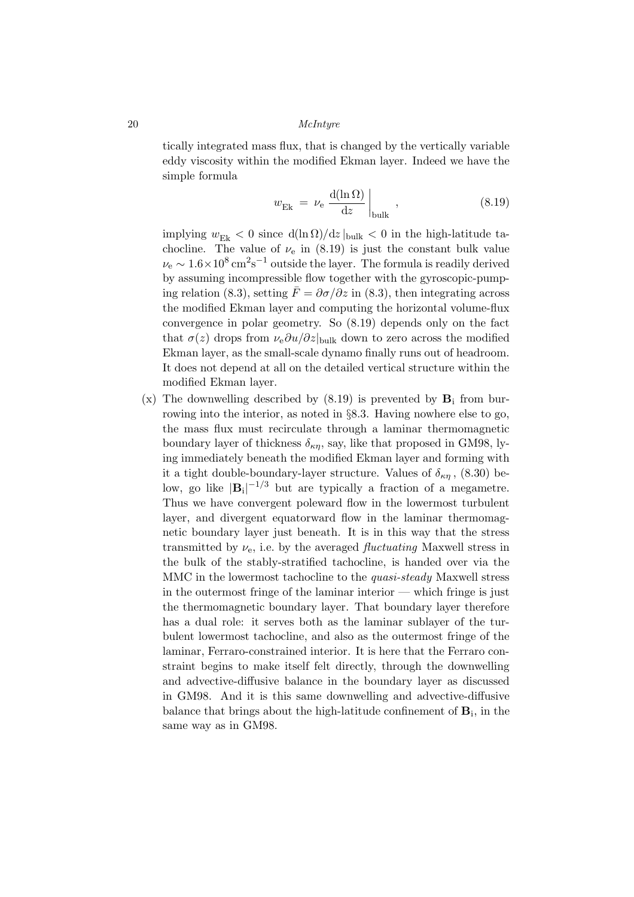tically integrated mass flux, that is changed by the vertically variable eddy viscosity within the modified Ekman layer. Indeed we have the simple formula

$$w_{\rm Ek} \;=\; \nu_{\rm e}\; \frac{{\rm d}(\ln\Omega)}{{\rm d}z}\bigg|_{\rm bulk} \;, \tag{8.19}$$

implying $w_{\rm Ek} < 0$ since ${\rm d}(\ln\Omega)/{\rm d}z\,|_{\rm bulk} < 0$ in the high-latitude tachocline. The value of $\nu_{\rm e}$ in (8.19) is just the constant bulk value $\nu_{\rm e} \sim 1.6{\times}10^{8}\,{\rm cm^2 s^{-1}}$ outside the layer. The formula is readily derived by assuming incompressible flow together with the gyroscopic-pumping relation (8.3), setting $\bar{F} = \partial\sigma/\partial z$ in (8.3), then integrating across the modified Ekman layer and computing the horizontal volume-flux convergence in polar geometry. So (8.19) depends only on the fact that $\sigma(z)$ drops from $\nu_{\rm e}\partial u/\partial z|_{\rm bulk}$ down to zero across the modified Ekman layer, as the small-scale dynamo finally runs out of headroom. It does not depend at all on the detailed vertical structure within the modified Ekman layer.

(x) The downwelling described by (8.19) is prevented by $\mathbf{B}_{\rm i}$ from burrowing into the interior, as noted in §8.3. Having nowhere else to go, the mass flux must recirculate through a laminar thermomagnetic boundary layer of thickness $\delta_{\kappa\eta}$, say, like that proposed in GM98, lying immediately beneath the modified Ekman layer and forming with it a tight double-boundary-layer structure. Values of $\delta_{\kappa\eta}$, (8.30) below, go like $|\mathbf{B}_{\rm i}|^{-1/3}$ but are typically a fraction of a megametre. Thus we have convergent poleward flow in the lowermost turbulent layer, and divergent equatorward flow in the laminar thermomagnetic boundary layer just beneath. It is in this way that the stress transmitted by $\nu_{\rm e}$, i.e. by the averaged *fluctuating* Maxwell stress in the bulk of the stably-stratified tachocline, is handed over via the MMC in the lowermost tachocline to the *quasi-steady* Maxwell stress in the outermost fringe of the laminar interior — which fringe is just the thermomagnetic boundary layer. That boundary layer therefore has a dual role: it serves both as the laminar sublayer of the turbulent lowermost tachocline, and also as the outermost fringe of the laminar, Ferraro-constrained interior. It is here that the Ferraro constraint begins to make itself felt directly, through the downwelling and advective-diffusive balance in the boundary layer as discussed in GM98. And it is this same downwelling and advective-diffusive balance that brings about the high-latitude confinement of $\mathbf{B}_{\rm i}$, in the same way as in GM98.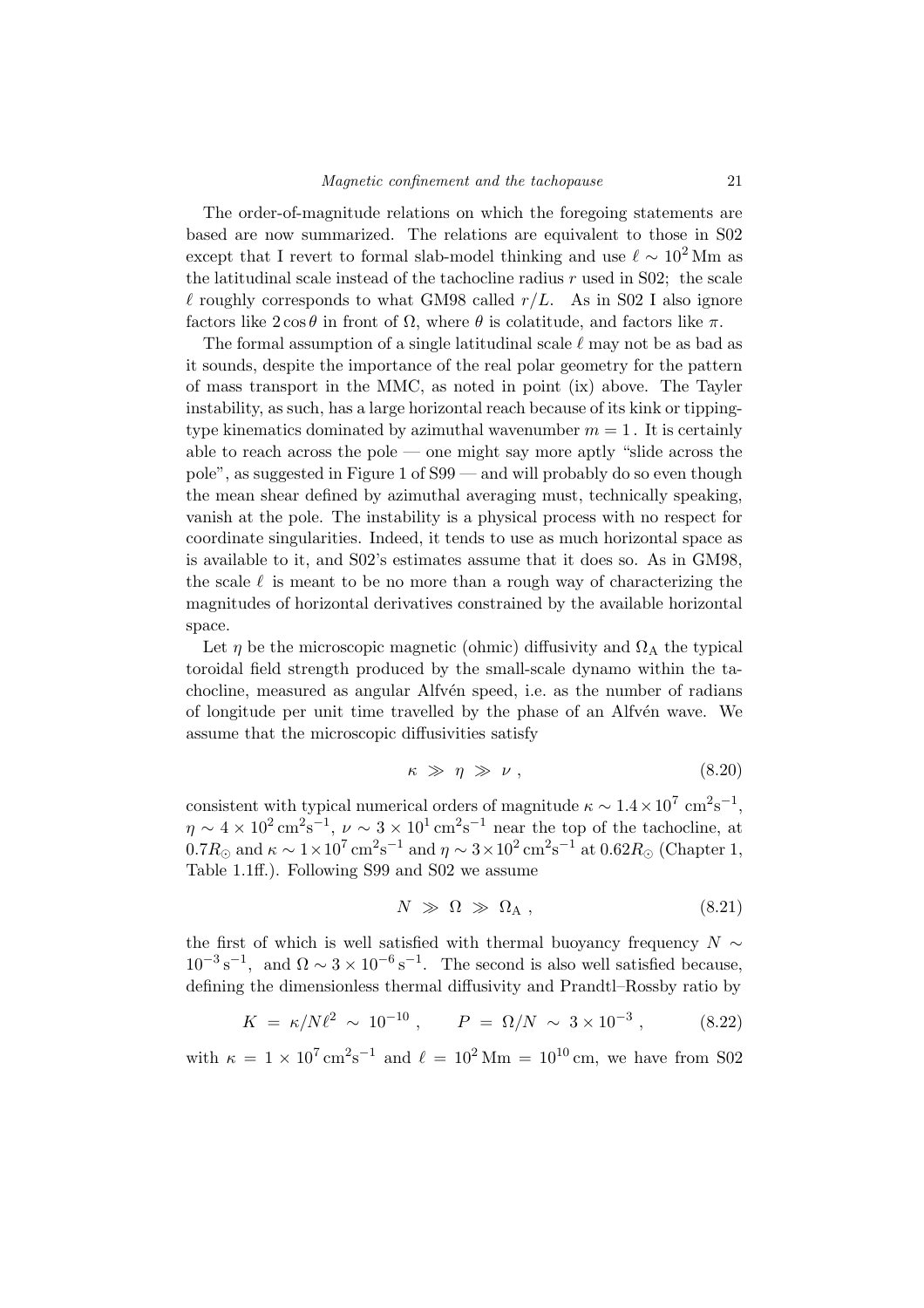The order-of-magnitude relations on which the foregoing statements are based are now summarized. The relations are equivalent to those in S02 except that I revert to formal slab-model thinking and use $\ell \sim 10^2\,\mathrm{Mm}$ as the latitudinal scale instead of the tachocline radius $r$ used in S02; the scale $\ell$ roughly corresponds to what GM98 called $r/L$. As in S02 I also ignore factors like $2\cos\theta$ in front of $\Omega$, where $\theta$ is colatitude, and factors like $\pi$.

The formal assumption of a single latitudinal scale $\ell$ may not be as bad as it sounds, despite the importance of the real polar geometry for the pattern of mass transport in the MMC, as noted in point (ix) above. The Tayler instability, as such, has a large horizontal reach because of its kink or tipping-type kinematics dominated by azimuthal wavenumber $m = 1$. It is certainly able to reach across the pole — one might say more aptly "slide across the pole", as suggested in Figure 1 of S99 — and will probably do so even though the mean shear defined by azimuthal averaging must, technically speaking, vanish at the pole. The instability is a physical process with no respect for coordinate singularities. Indeed, it tends to use as much horizontal space as is available to it, and S02's estimates assume that it does so. As in GM98, the scale $\ell$ is meant to be no more than a rough way of characterizing the magnitudes of horizontal derivatives constrained by the available horizontal space.

Let $\eta$ be the microscopic magnetic (ohmic) diffusivity and $\Omega_{\mathrm{A}}$ the typical toroidal field strength produced by the small-scale dynamo within the tachocline, measured as angular Alfvén speed, i.e. as the number of radians of longitude per unit time travelled by the phase of an Alfvén wave. We assume that the microscopic diffusivities satisfy

$$\kappa \gg \eta \gg \nu\,, \tag{8.20}$$

consistent with typical numerical orders of magnitude $\kappa \sim 1.4\times10^{7}\ \mathrm{cm^2s^{-1}}$, $\eta \sim 4\times10^{2}\,\mathrm{cm^2s^{-1}}$, $\nu \sim 3\times10^{1}\,\mathrm{cm^2s^{-1}}$ near the top of the tachocline, at $0.7R_\odot$ and $\kappa \sim 1\times10^{7}\,\mathrm{cm^2s^{-1}}$ and $\eta \sim 3\times10^{2}\,\mathrm{cm^2s^{-1}}$ at $0.62R_\odot$ (Chapter 1, Table 1.1ff.). Following S99 and S02 we assume

$$N \gg \Omega \gg \Omega_{\mathrm{A}}\,, \tag{8.21}$$

the first of which is well satisfied with thermal buoyancy frequency $N \sim 10^{-3}\,\mathrm{s^{-1}}$, and $\Omega \sim 3\times10^{-6}\,\mathrm{s^{-1}}$. The second is also well satisfied because, defining the dimensionless thermal diffusivity and Prandtl–Rossby ratio by

$$K = \kappa/N\ell^2 \sim 10^{-10}\,, \qquad P = \Omega/N \sim 3\times10^{-3}\,, \tag{8.22}$$

with $\kappa = 1\times10^{7}\,\mathrm{cm^2s^{-1}}$ and $\ell = 10^2\,\mathrm{Mm} = 10^{10}\,\mathrm{cm}$, we have from S02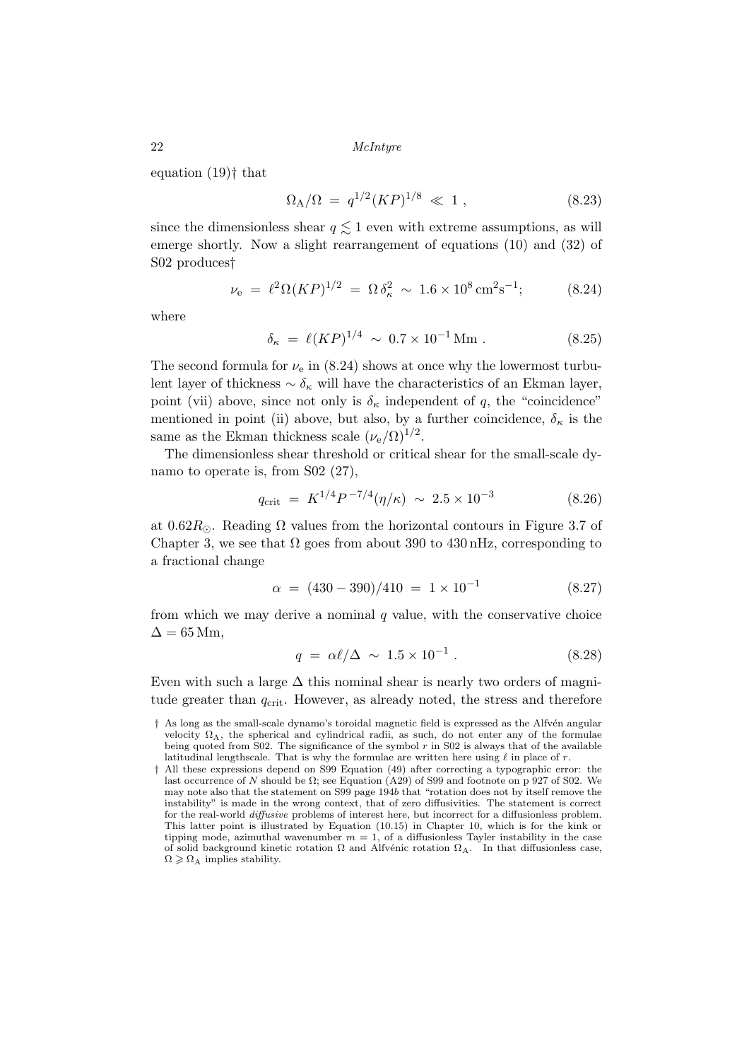equation (19)† that

$$\Omega_{\mathrm{A}}/\Omega \;=\; q^{1/2}(KP)^{1/8} \;\ll\; 1\;, \tag{8.23}$$

since the dimensionless shear $q \lesssim 1$ even with extreme assumptions, as will emerge shortly. Now a slight rearrangement of equations (10) and (32) of S02 produces†

$$\nu_{\mathrm{e}} \;=\; \ell^2\Omega(KP)^{1/2} \;=\; \Omega\,\delta_\kappa^2 \;\sim\; 1.6\times10^{8}\,\mathrm{cm^2 s^{-1}}; \tag{8.24}$$

where

$$\delta_\kappa \;=\; \ell(KP)^{1/4} \;\sim\; 0.7\times10^{-1}\,\mathrm{Mm}\;. \tag{8.25}$$

The second formula for $\nu_{\mathrm{e}}$ in (8.24) shows at once why the lowermost turbulent layer of thickness $\sim\delta_\kappa$ will have the characteristics of an Ekman layer, point (vii) above, since not only is $\delta_\kappa$ independent of $q$, the "coincidence" mentioned in point (ii) above, but also, by a further coincidence, $\delta_\kappa$ is the same as the Ekman thickness scale $(\nu_{\mathrm{e}}/\Omega)^{1/2}$.

The dimensionless shear threshold or critical shear for the small-scale dynamo to operate is, from S02 (27),

$$q_{\mathrm{crit}} \;=\; K^{1/4}P^{-7/4}(\eta/\kappa) \;\sim\; 2.5\times10^{-3} \tag{8.26}$$

at $0.62R_\odot$. Reading $\Omega$ values from the horizontal contours in Figure 3.7 of Chapter 3, we see that $\Omega$ goes from about 390 to 430 nHz, corresponding to a fractional change

$$\alpha \;=\; (430-390)/410 \;=\; 1\times10^{-1} \tag{8.27}$$

from which we may derive a nominal $q$ value, with the conservative choice $\Delta = 65\,\mathrm{Mm}$,

$$q \;=\; \alpha\ell/\Delta \;\sim\; 1.5\times10^{-1}\;. \tag{8.28}$$

Even with such a large $\Delta$ this nominal shear is nearly two orders of magnitude greater than $q_{\mathrm{crit}}$. However, as already noted, the stress and therefore

† As long as the small-scale dynamo's toroidal magnetic field is expressed as the Alfvén angular velocity $\Omega_{\mathrm{A}}$, the spherical and cylindrical radii, as such, do not enter any of the formulae being quoted from S02. The significance of the symbol $r$ in S02 is always that of the available latitudinal lengthscale. That is why the formulae are written here using $\ell$ in place of $r$.

† All these expressions depend on S99 Equation (49) after correcting a typographic error: the last occurrence of $N$ should be $\Omega$; see Equation (A29) of S99 and footnote on p 927 of S02. We may note also that the statement on S99 page 194*b* that "rotation does not by itself remove the instability" is made in the wrong context, that of zero diffusivities. The statement is correct for the real-world *diffusive* problems of interest here, but incorrect for a diffusionless problem. This latter point is illustrated by Equation (10.15) in Chapter 10, which is for the kink or tipping mode, azimuthal wavenumber $m = 1$, of a diffusionless Tayler instability in the case of solid background kinetic rotation $\Omega$ and Alfvénic rotation $\Omega_{\mathrm{A}}$. In that diffusionless case, $\Omega \geqslant \Omega_{\mathrm{A}}$ implies stability.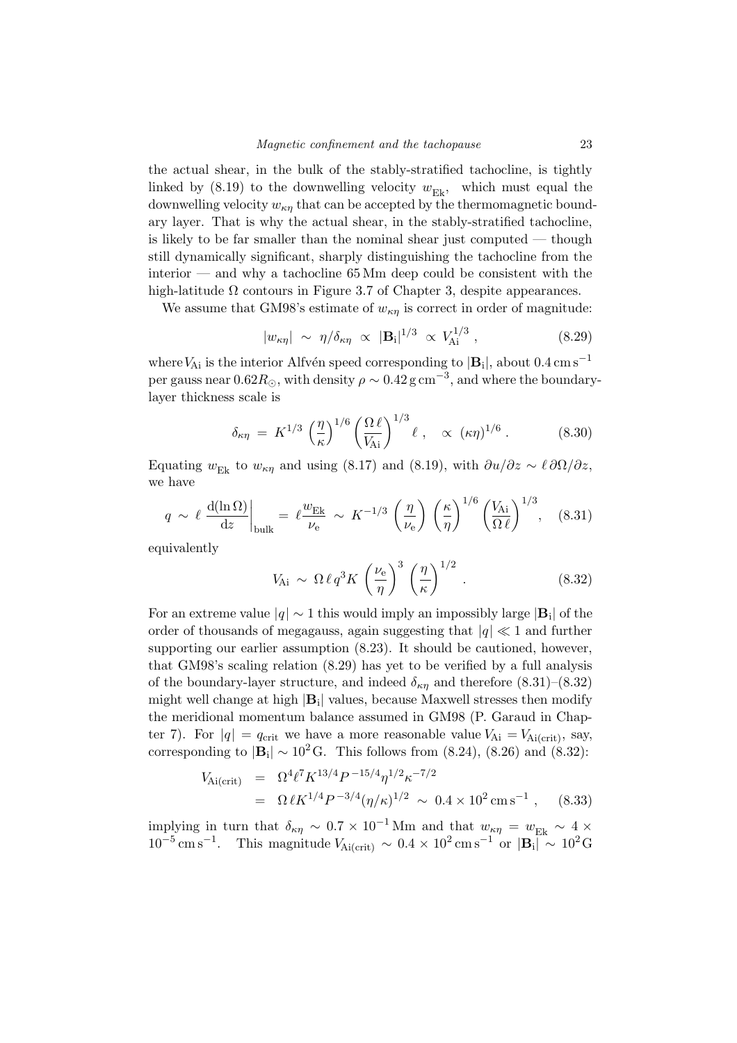the actual shear, in the bulk of the stably-stratified tachocline, is tightly linked by (8.19) to the downwelling velocity $w_{\rm Ek}$, which must equal the downwelling velocity $w_{\kappa\eta}$ that can be accepted by the thermomagnetic boundary layer. That is why the actual shear, in the stably-stratified tachocline, is likely to be far smaller than the nominal shear just computed — though still dynamically significant, sharply distinguishing the tachocline from the interior — and why a tachocline 65 Mm deep could be consistent with the high-latitude $\Omega$ contours in Figure 3.7 of Chapter 3, despite appearances.

We assume that GM98's estimate of $w_{\kappa\eta}$ is correct in order of magnitude:

$$|w_{\kappa\eta}| \;\sim\; \eta/\delta_{\kappa\eta} \;\propto\; |\mathbf{B}_{\rm i}|^{1/3} \;\propto\; V_{\rm Ai}^{1/3}\;, \tag{8.29}$$

where $V_{\rm Ai}$ is the interior Alfvén speed corresponding to $|\mathbf{B}_{\rm i}|$, about $0.4\,{\rm cm\,s^{-1}}$ per gauss near $0.62R_\odot$, with density $\rho \sim 0.42\,{\rm g\,cm^{-3}}$, and where the boundary-layer thickness scale is

$$\delta_{\kappa\eta} \;=\; K^{1/3}\left(\frac{\eta}{\kappa}\right)^{1/6}\left(\frac{\Omega\,\ell}{V_{\rm Ai}}\right)^{1/3}\ell\;, \quad \propto\; (\kappa\eta)^{1/6}\;. \tag{8.30}$$

Equating $w_{\rm Ek}$ to $w_{\kappa\eta}$ and using (8.17) and (8.19), with $\partial u/\partial z \sim \ell\,\partial\Omega/\partial z$, we have

$$q \;\sim\; \ell\;\frac{{\rm d}(\ln\Omega)}{{\rm d}z}\bigg|_{\rm bulk} \;=\; \ell\frac{w_{\rm Ek}}{\nu_{\rm e}} \;\sim\; K^{-1/3}\left(\frac{\eta}{\nu_{\rm e}}\right)\left(\frac{\kappa}{\eta}\right)^{1/6}\left(\frac{V_{\rm Ai}}{\Omega\,\ell}\right)^{1/3}, \tag{8.31}$$

equivalently

$$V_{\rm Ai} \;\sim\; \Omega\,\ell\, q^3 K\left(\frac{\nu_{\rm e}}{\eta}\right)^3\left(\frac{\eta}{\kappa}\right)^{1/2}\;. \tag{8.32}$$

For an extreme value $|q| \sim 1$ this would imply an impossibly large $|\mathbf{B}_{\rm i}|$ of the order of thousands of megagauss, again suggesting that $|q| \ll 1$ and further supporting our earlier assumption (8.23). It should be cautioned, however, that GM98's scaling relation (8.29) has yet to be verified by a full analysis of the boundary-layer structure, and indeed $\delta_{\kappa\eta}$ and therefore (8.31)–(8.32) might well change at high $|\mathbf{B}_{\rm i}|$ values, because Maxwell stresses then modify the meridional momentum balance assumed in GM98 (P. Garaud in Chapter 7). For $|q| = q_{\rm crit}$ we have a more reasonable value $V_{\rm Ai} = V_{\rm Ai(crit)}$, say, corresponding to $|\mathbf{B}_{\rm i}| \sim 10^2\,{\rm G}$. This follows from (8.24), (8.26) and (8.32):

$$\begin{aligned} V_{\rm Ai(crit)} \;&=\; \Omega^4\ell^7 K^{13/4}P^{-15/4}\eta^{1/2}\kappa^{-7/2} \\ &=\; \Omega\,\ell K^{1/4}P^{-3/4}(\eta/\kappa)^{1/2} \;\sim\; 0.4\times 10^2\,{\rm cm\,s^{-1}}\;, \end{aligned} \tag{8.33}$$

implying in turn that $\delta_{\kappa\eta} \sim 0.7\times 10^{-1}\,{\rm Mm}$ and that $w_{\kappa\eta} = w_{\rm Ek} \sim 4\times 10^{-5}\,{\rm cm\,s^{-1}}$. This magnitude $V_{\rm Ai(crit)} \sim 0.4\times 10^2\,{\rm cm\,s^{-1}}$ or $|\mathbf{B}_{\rm i}| \sim 10^2\,{\rm G}$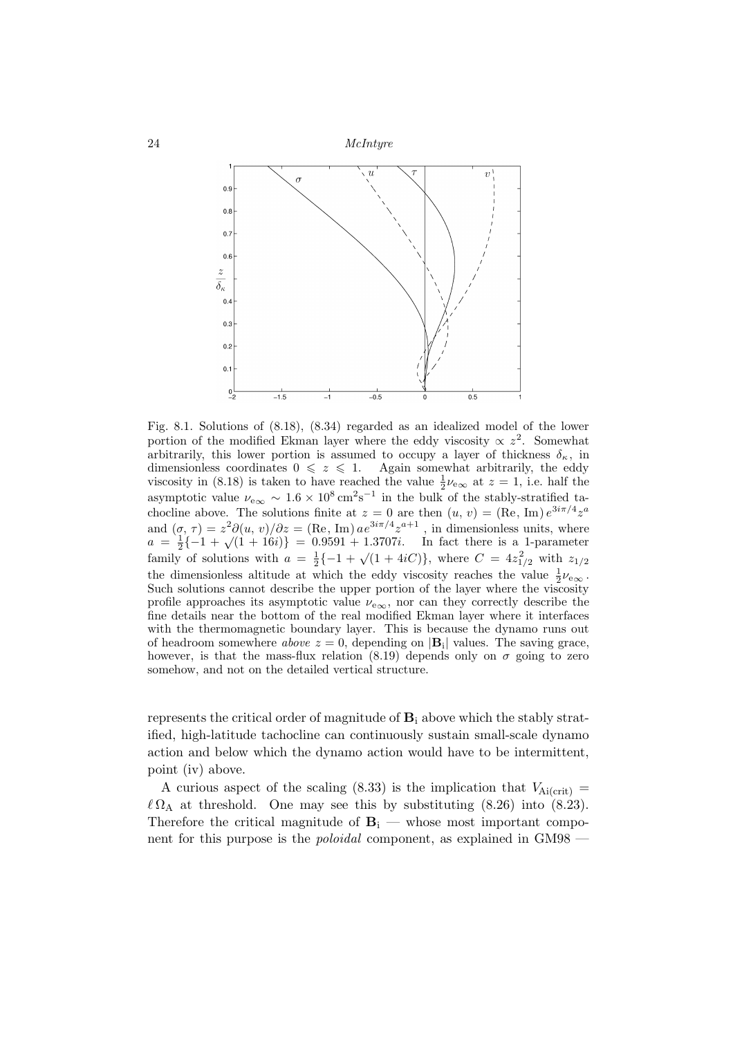1

0.9

0.8

0.7

0.6

$\frac{z}{\delta_\kappa}$

0.4

0.3

0.2

0.1

0

−2 −1.5 −1 −0.5 0 0.5 1

$\sigma$ $u$ $\tau$ $v$

Fig. 8.1. Solutions of (8.18), (8.34) regarded as an idealized model of the lower portion of the modified Ekman layer where the eddy viscosity $\propto z^2$. Somewhat arbitrarily, this lower portion is assumed to occupy a layer of thickness $\delta_\kappa$, in dimensionless coordinates $0 \leqslant z \leqslant 1$. Again somewhat arbitrarily, the eddy viscosity in (8.18) is taken to have reached the value $\frac{1}{2}\nu_{e\infty}$ at $z = 1$, i.e. half the asymptotic value $\nu_{e\infty} \sim 1.6 \times 10^8\,\mathrm{cm^2 s^{-1}}$ in the bulk of the stably-stratified tachocline above. The solutions finite at $z = 0$ are then $(u,\, v) = (\mathrm{Re},\, \mathrm{Im})\, e^{3i\pi/4} z^a$ and $(\sigma,\, \tau) = z^2 \partial(u,\, v)/\partial z = (\mathrm{Re},\, \mathrm{Im})\, a e^{3i\pi/4} z^{a+1}$ , in dimensionless units, where $a = \frac{1}{2}\{-1 + \sqrt{(1 + 16i)}\} = 0.9591 + 1.3707i$. In fact there is a 1-parameter family of solutions with $a = \frac{1}{2}\{-1 + \sqrt{(1 + 4iC)}\}$, where $C = 4z_{1/2}^2$ with $z_{1/2}$ the dimensionless altitude at which the eddy viscosity reaches the value $\frac{1}{2}\nu_{e\infty}$. Such solutions cannot describe the upper portion of the layer where the viscosity profile approaches its asymptotic value $\nu_{e\infty}$, nor can they correctly describe the fine details near the bottom of the real modified Ekman layer where it interfaces with the thermomagnetic boundary layer. This is because the dynamo runs out of headroom somewhere *above* $z = 0$, depending on $|\mathbf{B}_i|$ values. The saving grace, however, is that the mass-flux relation (8.19) depends only on $\sigma$ going to zero somehow, and not on the detailed vertical structure.

represents the critical order of magnitude of $\mathbf{B}_i$ above which the stably stratified, high-latitude tachocline can continuously sustain small-scale dynamo action and below which the dynamo action would have to be intermittent, point (iv) above.

A curious aspect of the scaling (8.33) is the implication that $V_{\mathrm{Ai(crit)}} = \ell\,\Omega_{\mathrm{A}}$ at threshold. One may see this by substituting (8.26) into (8.23). Therefore the critical magnitude of $\mathbf{B}_i$ — whose most important component for this purpose is the *poloidal* component, as explained in GM98 —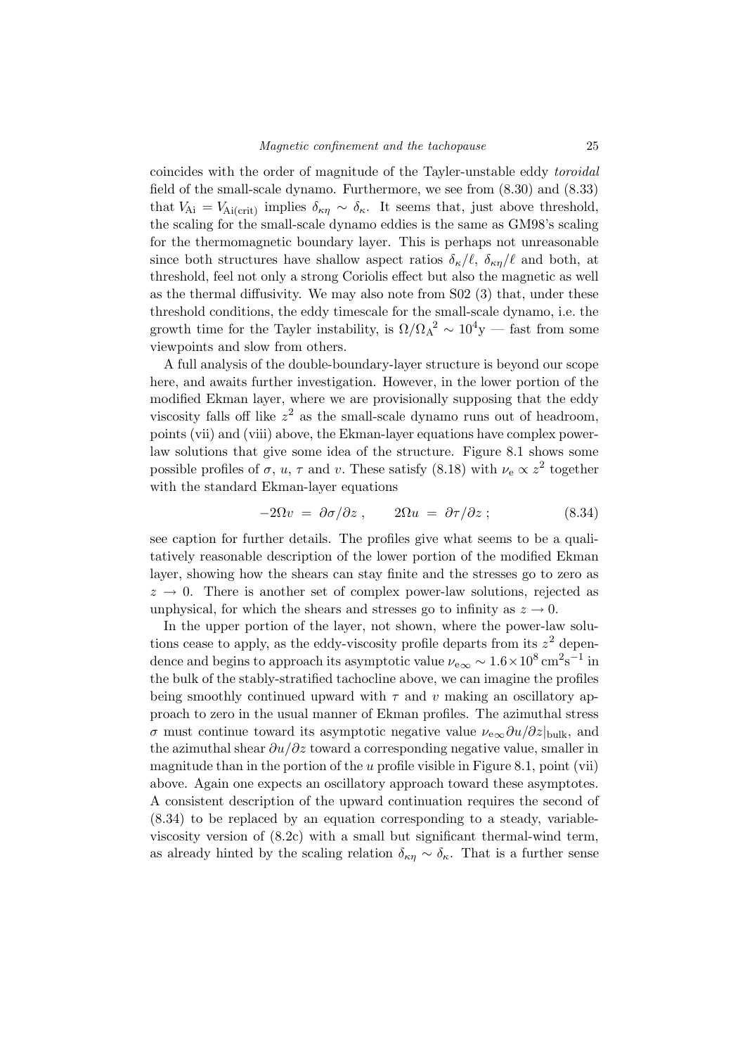coincides with the order of magnitude of the Tayler-unstable eddy *toroidal* field of the small-scale dynamo. Furthermore, we see from (8.30) and (8.33) that $V_{\rm Ai} = V_{\rm Ai(crit)}$ implies $\delta_{\kappa\eta} \sim \delta_\kappa$. It seems that, just above threshold, the scaling for the small-scale dynamo eddies is the same as GM98's scaling for the thermomagnetic boundary layer. This is perhaps not unreasonable since both structures have shallow aspect ratios $\delta_\kappa/\ell$, $\delta_{\kappa\eta}/\ell$ and both, at threshold, feel not only a strong Coriolis effect but also the magnetic as well as the thermal diffusivity. We may also note from S02 (3) that, under these threshold conditions, the eddy timescale for the small-scale dynamo, i.e. the growth time for the Tayler instability, is $\Omega/{\Omega_{\rm A}}^2 \sim 10^4$y — fast from some viewpoints and slow from others.

A full analysis of the double-boundary-layer structure is beyond our scope here, and awaits further investigation. However, in the lower portion of the modified Ekman layer, where we are provisionally supposing that the eddy viscosity falls off like $z^2$ as the small-scale dynamo runs out of headroom, points (vii) and (viii) above, the Ekman-layer equations have complex power-law solutions that give some idea of the structure. Figure 8.1 shows some possible profiles of $\sigma$, $u$, $\tau$ and $v$. These satisfy (8.18) with $\nu_{\rm e} \propto z^2$ together with the standard Ekman-layer equations

$$-2\Omega v \;=\; \partial\sigma/\partial z\,, \qquad 2\Omega u \;=\; \partial\tau/\partial z\,; \tag{8.34}$$

see caption for further details. The profiles give what seems to be a qualitatively reasonable description of the lower portion of the modified Ekman layer, showing how the shears can stay finite and the stresses go to zero as $z \to 0$. There is another set of complex power-law solutions, rejected as unphysical, for which the shears and stresses go to infinity as $z \to 0$.

In the upper portion of the layer, not shown, where the power-law solutions cease to apply, as the eddy-viscosity profile departs from its $z^2$ dependence and begins to approach its asymptotic value $\nu_{\rm e\infty} \sim 1.6\times 10^8\,{\rm cm^2 s^{-1}}$ in the bulk of the stably-stratified tachocline above, we can imagine the profiles being smoothly continued upward with $\tau$ and $v$ making an oscillatory approach to zero in the usual manner of Ekman profiles. The azimuthal stress $\sigma$ must continue toward its asymptotic negative value $\nu_{\rm e\infty}\partial u/\partial z|_{\rm bulk}$, and the azimuthal shear $\partial u/\partial z$ toward a corresponding negative value, smaller in magnitude than in the portion of the $u$ profile visible in Figure 8.1, point (vii) above. Again one expects an oscillatory approach toward these asymptotes. A consistent description of the upward continuation requires the second of (8.34) to be replaced by an equation corresponding to a steady, variable-viscosity version of (8.2c) with a small but significant thermal-wind term, as already hinted by the scaling relation $\delta_{\kappa\eta} \sim \delta_\kappa$. That is a further sense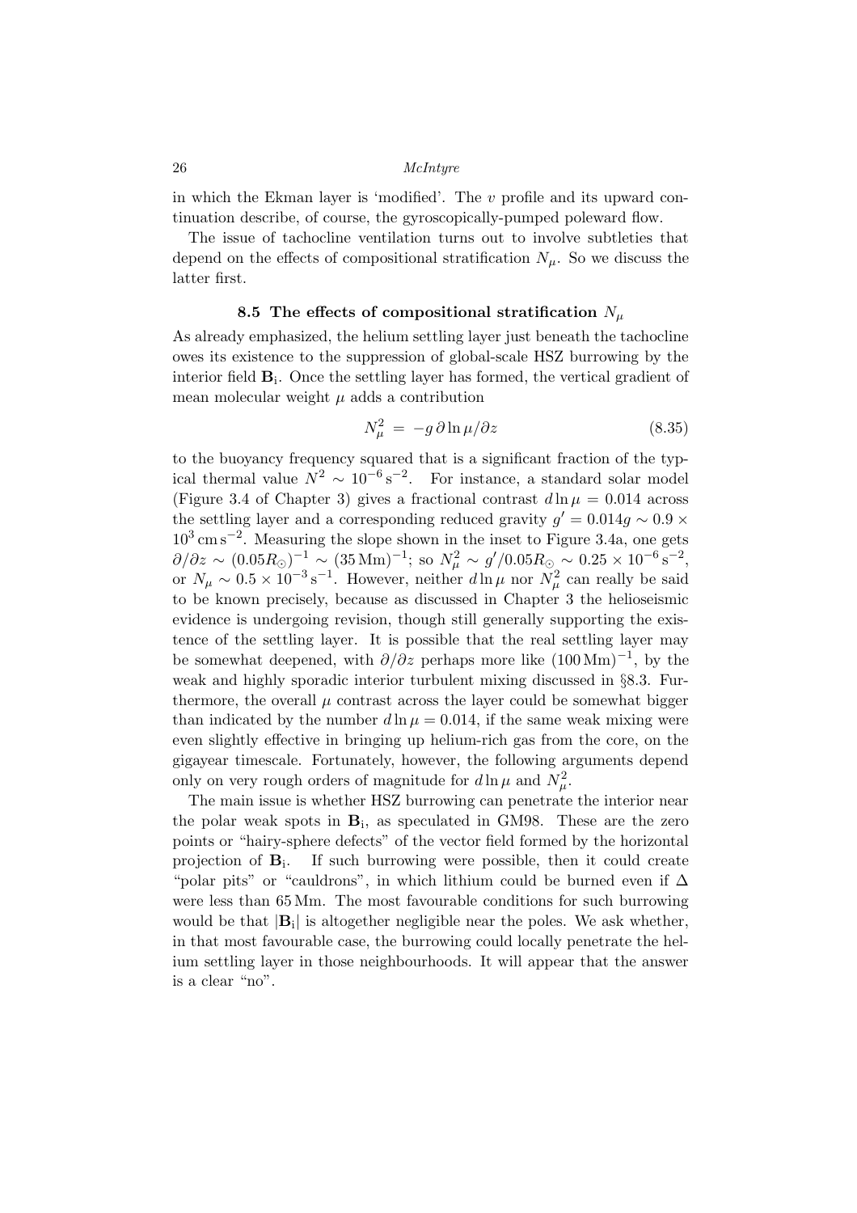in which the Ekman layer is 'modified'. The $v$ profile and its upward continuation describe, of course, the gyroscopically-pumped poleward flow.

The issue of tachocline ventilation turns out to involve subtleties that depend on the effects of compositional stratification $N_\mu$. So we discuss the latter first.

### 8.5 The effects of compositional stratification $N_\mu$

As already emphasized, the helium settling layer just beneath the tachocline owes its existence to the suppression of global-scale HSZ burrowing by the interior field $\mathbf{B}_\mathrm{i}$. Once the settling layer has formed, the vertical gradient of mean molecular weight $\mu$ adds a contribution

$$N_\mu^2 \;=\; -g\,\partial \ln \mu / \partial z \tag{8.35}$$

to the buoyancy frequency squared that is a significant fraction of the typical thermal value $N^2 \sim 10^{-6}\,\mathrm{s}^{-2}$. For instance, a standard solar model (Figure 3.4 of Chapter 3) gives a fractional contrast $d\ln\mu = 0.014$ across the settling layer and a corresponding reduced gravity $g' = 0.014g \sim 0.9 \times 10^3\,\mathrm{cm\,s^{-2}}$. Measuring the slope shown in the inset to Figure 3.4a, one gets $\partial/\partial z \sim (0.05R_\odot)^{-1} \sim (35\,\mathrm{Mm})^{-1}$; so $N_\mu^2 \sim g'/0.05R_\odot \sim 0.25 \times 10^{-6}\,\mathrm{s}^{-2}$, or $N_\mu \sim 0.5 \times 10^{-3}\,\mathrm{s}^{-1}$. However, neither $d\ln\mu$ nor $N_\mu^2$ can really be said to be known precisely, because as discussed in Chapter 3 the helioseismic evidence is undergoing revision, though still generally supporting the existence of the settling layer. It is possible that the real settling layer may be somewhat deepened, with $\partial/\partial z$ perhaps more like $(100\,\mathrm{Mm})^{-1}$, by the weak and highly sporadic interior turbulent mixing discussed in §8.3. Furthermore, the overall $\mu$ contrast across the layer could be somewhat bigger than indicated by the number $d\ln\mu = 0.014$, if the same weak mixing were even slightly effective in bringing up helium-rich gas from the core, on the gigayear timescale. Fortunately, however, the following arguments depend only on very rough orders of magnitude for $d\ln\mu$ and $N_\mu^2$.

The main issue is whether HSZ burrowing can penetrate the interior near the polar weak spots in $\mathbf{B}_\mathrm{i}$, as speculated in GM98. These are the zero points or "hairy-sphere defects" of the vector field formed by the horizontal projection of $\mathbf{B}_\mathrm{i}$. If such burrowing were possible, then it could create "polar pits" or "cauldrons", in which lithium could be burned even if $\Delta$ were less than 65 Mm. The most favourable conditions for such burrowing would be that $|\mathbf{B}_\mathrm{i}|$ is altogether negligible near the poles. We ask whether, in that most favourable case, the burrowing could locally penetrate the helium settling layer in those neighbourhoods. It will appear that the answer is a clear "no".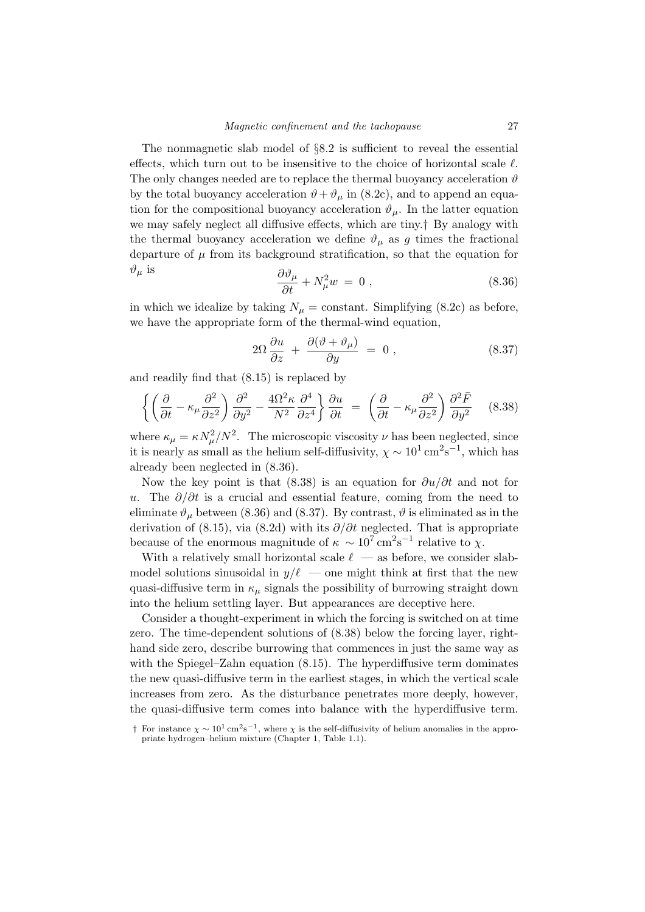The nonmagnetic slab model of §8.2 is sufficient to reveal the essential effects, which turn out to be insensitive to the choice of horizontal scale $\ell$. The only changes needed are to replace the thermal buoyancy acceleration $\vartheta$ by the total buoyancy acceleration $\vartheta + \vartheta_\mu$ in (8.2c), and to append an equation for the compositional buoyancy acceleration $\vartheta_\mu$. In the latter equation we may safely neglect all diffusive effects, which are tiny.† By analogy with the thermal buoyancy acceleration we define $\vartheta_\mu$ as $g$ times the fractional departure of $\mu$ from its background stratification, so that the equation for $\vartheta_\mu$ is

$$\frac{\partial \vartheta_\mu}{\partial t} + N_\mu^2 w \;=\; 0 \;, \tag{8.36}$$

in which we idealize by taking $N_\mu =$ constant. Simplifying (8.2c) as before, we have the appropriate form of the thermal-wind equation,

$$2\Omega \, \frac{\partial u}{\partial z} \;+\; \frac{\partial (\vartheta + \vartheta_\mu)}{\partial y} \;=\; 0 \;, \tag{8.37}$$

and readily find that (8.15) is replaced by

$$\left\{ \left( \frac{\partial}{\partial t} - \kappa_\mu \frac{\partial^2}{\partial z^2} \right) \frac{\partial^2}{\partial y^2} - \frac{4\Omega^2 \kappa}{N^2} \frac{\partial^4}{\partial z^4} \right\} \frac{\partial u}{\partial t} \;=\; \left( \frac{\partial}{\partial t} - \kappa_\mu \frac{\partial^2}{\partial z^2} \right) \frac{\partial^2 \bar{F}}{\partial y^2} \tag{8.38}$$

where $\kappa_\mu = \kappa N_\mu^2 / N^2$. The microscopic viscosity $\nu$ has been neglected, since it is nearly as small as the helium self-diffusivity, $\chi \sim 10^1\,\mathrm{cm^2 s^{-1}}$, which has already been neglected in (8.36).

Now the key point is that (8.38) is an equation for $\partial u / \partial t$ and not for $u$. The $\partial/\partial t$ is a crucial and essential feature, coming from the need to eliminate $\vartheta_\mu$ between (8.36) and (8.37). By contrast, $\vartheta$ is eliminated as in the derivation of (8.15), via (8.2d) with its $\partial/\partial t$ neglected. That is appropriate because of the enormous magnitude of $\kappa \sim 10^7\,\mathrm{cm^2 s^{-1}}$ relative to $\chi$.

With a relatively small horizontal scale $\ell$ — as before, we consider slab-model solutions sinusoidal in $y/\ell$ — one might think at first that the new quasi-diffusive term in $\kappa_\mu$ signals the possibility of burrowing straight down into the helium settling layer. But appearances are deceptive here.

Consider a thought-experiment in which the forcing is switched on at time zero. The time-dependent solutions of (8.38) below the forcing layer, right-hand side zero, describe burrowing that commences in just the same way as with the Spiegel–Zahn equation (8.15). The hyperdiffusive term dominates the new quasi-diffusive term in the earliest stages, in which the vertical scale increases from zero. As the disturbance penetrates more deeply, however, the quasi-diffusive term comes into balance with the hyperdiffusive term.

† For instance $\chi \sim 10^1\,\mathrm{cm^2 s^{-1}}$, where $\chi$ is the self-diffusivity of helium anomalies in the appropriate hydrogen–helium mixture (Chapter 1, Table 1.1).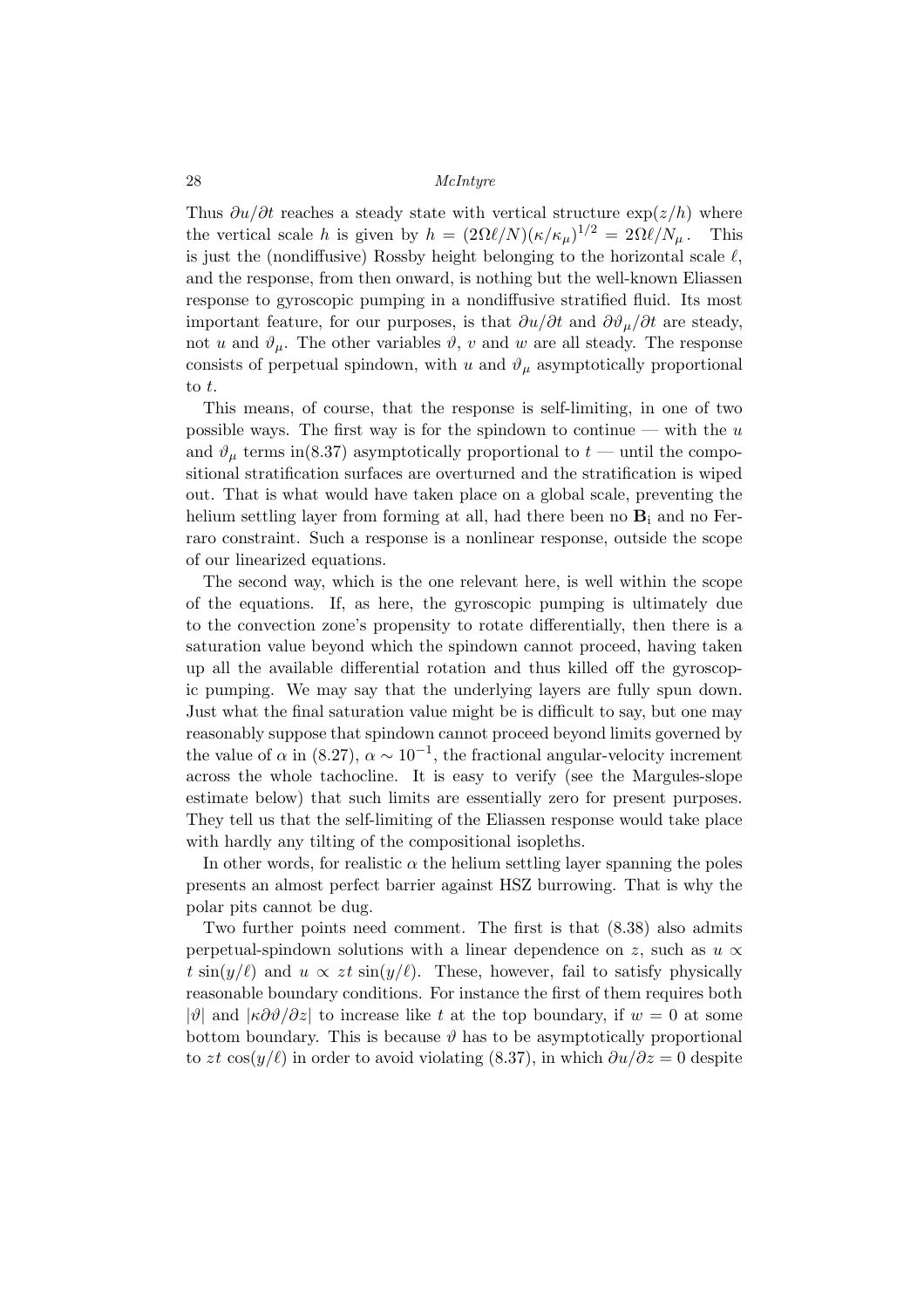Thus $\partial u/\partial t$ reaches a steady state with vertical structure $\exp(z/h)$ where the vertical scale $h$ is given by $h = (2\Omega\ell/N)(\kappa/\kappa_\mu)^{1/2} = 2\Omega\ell/N_\mu$. This is just the (nondiffusive) Rossby height belonging to the horizontal scale $\ell$, and the response, from then onward, is nothing but the well-known Eliassen response to gyroscopic pumping in a nondiffusive stratified fluid. Its most important feature, for our purposes, is that $\partial u/\partial t$ and $\partial\vartheta_\mu/\partial t$ are steady, not $u$ and $\vartheta_\mu$. The other variables $\vartheta$, $v$ and $w$ are all steady. The response consists of perpetual spindown, with $u$ and $\vartheta_\mu$ asymptotically proportional to $t$.

This means, of course, that the response is self-limiting, in one of two possible ways. The first way is for the spindown to continue — with the $u$ and $\vartheta_\mu$ terms in(8.37) asymptotically proportional to $t$ — until the compositional stratification surfaces are overturned and the stratification is wiped out. That is what would have taken place on a global scale, preventing the helium settling layer from forming at all, had there been no $\mathbf{B}_\mathrm{i}$ and no Ferraro constraint. Such a response is a nonlinear response, outside the scope of our linearized equations.

The second way, which is the one relevant here, is well within the scope of the equations. If, as here, the gyroscopic pumping is ultimately due to the convection zone's propensity to rotate differentially, then there is a saturation value beyond which the spindown cannot proceed, having taken up all the available differential rotation and thus killed off the gyroscopic pumping. We may say that the underlying layers are fully spun down. Just what the final saturation value might be is difficult to say, but one may reasonably suppose that spindown cannot proceed beyond limits governed by the value of $\alpha$ in (8.27), $\alpha \sim 10^{-1}$, the fractional angular-velocity increment across the whole tachocline. It is easy to verify (see the Margules-slope estimate below) that such limits are essentially zero for present purposes. They tell us that the self-limiting of the Eliassen response would take place with hardly any tilting of the compositional isopleths.

In other words, for realistic $\alpha$ the helium settling layer spanning the poles presents an almost perfect barrier against HSZ burrowing. That is why the polar pits cannot be dug.

Two further points need comment. The first is that (8.38) also admits perpetual-spindown solutions with a linear dependence on $z$, such as $u \propto t\,\sin(y/\ell)$ and $u \propto zt\,\sin(y/\ell)$. These, however, fail to satisfy physically reasonable boundary conditions. For instance the first of them requires both $|\vartheta|$ and $|\kappa\partial\vartheta/\partial z|$ to increase like $t$ at the top boundary, if $w = 0$ at some bottom boundary. This is because $\vartheta$ has to be asymptotically proportional to $zt\,\cos(y/\ell)$ in order to avoid violating (8.37), in which $\partial u/\partial z = 0$ despite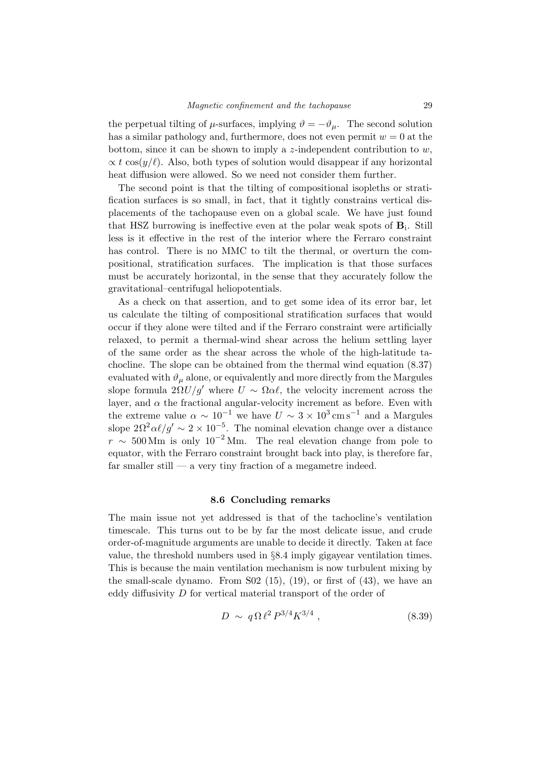the perpetual tilting of $\mu$-surfaces, implying $\vartheta = -\vartheta_\mu$. The second solution has a similar pathology and, furthermore, does not even permit $w = 0$ at the bottom, since it can be shown to imply a $z$-independent contribution to $w$, $\propto t\,\cos(y/\ell)$. Also, both types of solution would disappear if any horizontal heat diffusion were allowed. So we need not consider them further.

The second point is that the tilting of compositional isopleths or stratification surfaces is so small, in fact, that it tightly constrains vertical displacements of the tachopause even on a global scale. We have just found that HSZ burrowing is ineffective even at the polar weak spots of $\mathbf{B}_\mathrm{i}$. Still less is it effective in the rest of the interior where the Ferraro constraint has control. There is no MMC to tilt the thermal, or overturn the compositional, stratification surfaces. The implication is that those surfaces must be accurately horizontal, in the sense that they accurately follow the gravitational–centrifugal heliopotentials.

As a check on that assertion, and to get some idea of its error bar, let us calculate the tilting of compositional stratification surfaces that would occur if they alone were tilted and if the Ferraro constraint were artificially relaxed, to permit a thermal-wind shear across the helium settling layer of the same order as the shear across the whole of the high-latitude tachocline. The slope can be obtained from the thermal wind equation (8.37) evaluated with $\vartheta_\mu$ alone, or equivalently and more directly from the Margules slope formula $2\Omega U/g'$ where $U \sim \Omega\alpha\ell$, the velocity increment across the layer, and $\alpha$ the fractional angular-velocity increment as before. Even with the extreme value $\alpha \sim 10^{-1}$ we have $U \sim 3\times 10^{3}\,\mathrm{cm\,s^{-1}}$ and a Margules slope $2\Omega^2\alpha\ell/g' \sim 2\times 10^{-5}$. The nominal elevation change over a distance $r \sim 500\,\mathrm{Mm}$ is only $10^{-2}\,\mathrm{Mm}$. The real elevation change from pole to equator, with the Ferraro constraint brought back into play, is therefore far, far smaller still — a very tiny fraction of a megametre indeed.

### 8.6 Concluding remarks

The main issue not yet addressed is that of the tachocline's ventilation timescale. This turns out to be by far the most delicate issue, and crude order-of-magnitude arguments are unable to decide it directly. Taken at face value, the threshold numbers used in §8.4 imply gigayear ventilation times. This is because the main ventilation mechanism is now turbulent mixing by the small-scale dynamo. From S02 (15), (19), or first of (43), we have an eddy diffusivity $D$ for vertical material transport of the order of

$$D \;\sim\; q\,\Omega\,\ell^2\,P^{3/4}K^{3/4}\;, \tag{8.39}$$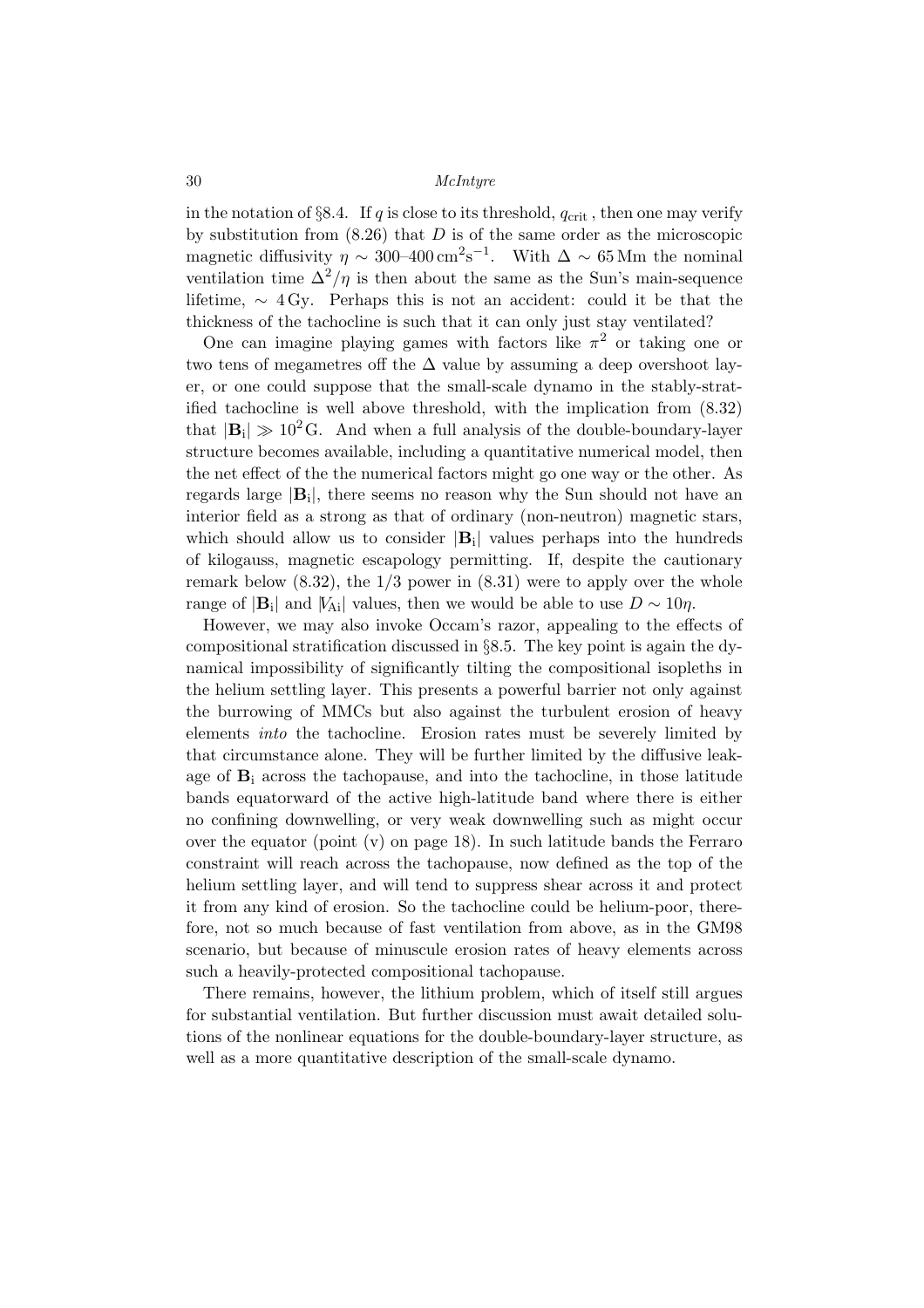in the notation of §8.4. If $q$ is close to its threshold, $q_{\rm crit}$ , then one may verify by substitution from (8.26) that $D$ is of the same order as the microscopic magnetic diffusivity $\eta \sim 300$–$400\,\mathrm{cm^2s^{-1}}$. With $\Delta \sim 65\,\mathrm{Mm}$ the nominal ventilation time $\Delta^2/\eta$ is then about the same as the Sun's main-sequence lifetime, $\sim 4\,\mathrm{Gy}$. Perhaps this is not an accident: could it be that the thickness of the tachocline is such that it can only just stay ventilated?

One can imagine playing games with factors like $\pi^2$ or taking one or two tens of megametres off the $\Delta$ value by assuming a deep overshoot layer, or one could suppose that the small-scale dynamo in the stably-stratified tachocline is well above threshold, with the implication from (8.32) that $|\mathbf{B}_{\rm i}| \gg 10^2\,\mathrm{G}$. And when a full analysis of the double-boundary-layer structure becomes available, including a quantitative numerical model, then the net effect of the the numerical factors might go one way or the other. As regards large $|\mathbf{B}_{\rm i}|$, there seems no reason why the Sun should not have an interior field as a strong as that of ordinary (non-neutron) magnetic stars, which should allow us to consider $|\mathbf{B}_{\rm i}|$ values perhaps into the hundreds of kilogauss, magnetic escapology permitting. If, despite the cautionary remark below (8.32), the 1/3 power in (8.31) were to apply over the whole range of $|\mathbf{B}_{\rm i}|$ and $|V_{\rm Ai}|$ values, then we would be able to use $D \sim 10\eta$.

However, we may also invoke Occam's razor, appealing to the effects of compositional stratification discussed in §8.5. The key point is again the dynamical impossibility of significantly tilting the compositional isopleths in the helium settling layer. This presents a powerful barrier not only against the burrowing of MMCs but also against the turbulent erosion of heavy elements *into* the tachocline. Erosion rates must be severely limited by that circumstance alone. They will be further limited by the diffusive leakage of $\mathbf{B}_{\rm i}$ across the tachopause, and into the tachocline, in those latitude bands equatorward of the active high-latitude band where there is either no confining downwelling, or very weak downwelling such as might occur over the equator (point (v) on page 18). In such latitude bands the Ferraro constraint will reach across the tachopause, now defined as the top of the helium settling layer, and will tend to suppress shear across it and protect it from any kind of erosion. So the tachocline could be helium-poor, therefore, not so much because of fast ventilation from above, as in the GM98 scenario, but because of minuscule erosion rates of heavy elements across such a heavily-protected compositional tachopause.

There remains, however, the lithium problem, which of itself still argues for substantial ventilation. But further discussion must await detailed solutions of the nonlinear equations for the double-boundary-layer structure, as well as a more quantitative description of the small-scale dynamo.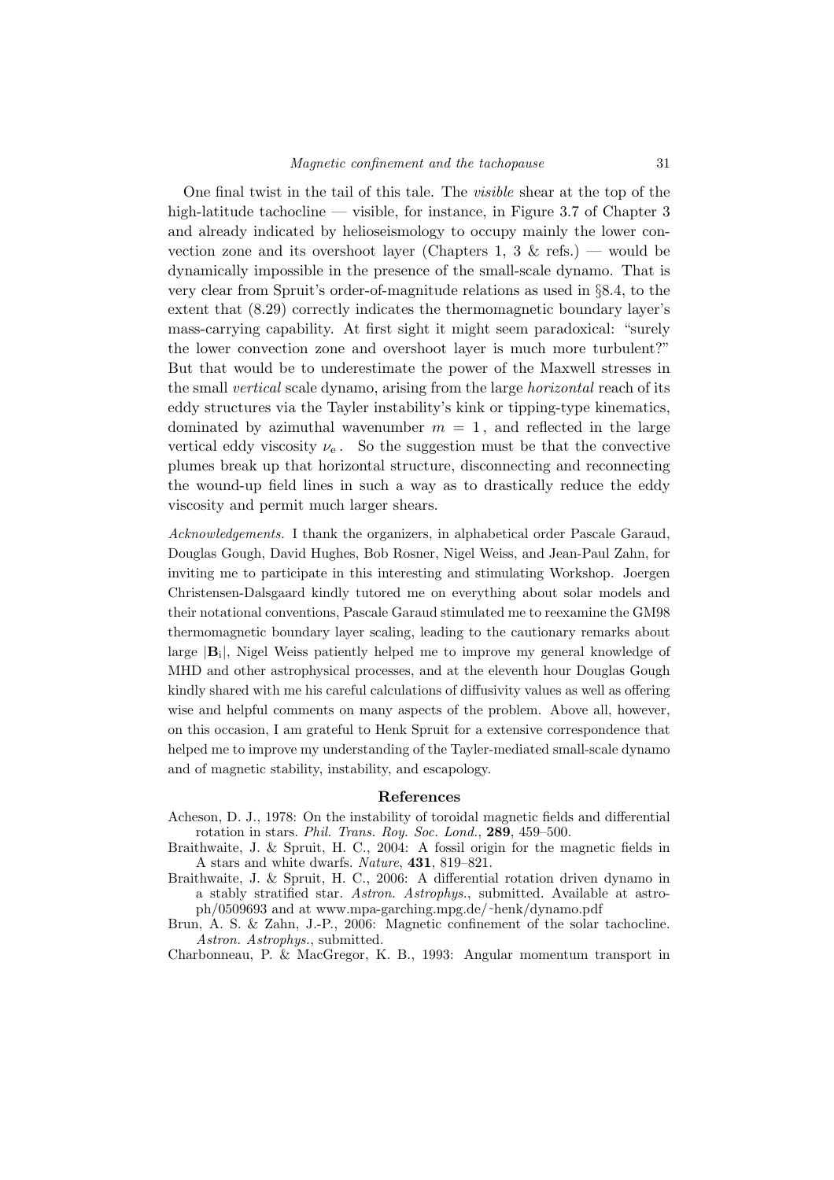One final twist in the tail of this tale. The *visible* shear at the top of the high-latitude tachocline — visible, for instance, in Figure 3.7 of Chapter 3 and already indicated by helioseismology to occupy mainly the lower convection zone and its overshoot layer (Chapters 1, 3 & refs.) — would be dynamically impossible in the presence of the small-scale dynamo. That is very clear from Spruit's order-of-magnitude relations as used in §8.4, to the extent that (8.29) correctly indicates the thermomagnetic boundary layer's mass-carrying capability. At first sight it might seem paradoxical: "surely the lower convection zone and overshoot layer is much more turbulent?" But that would be to underestimate the power of the Maxwell stresses in the small *vertical* scale dynamo, arising from the large *horizontal* reach of its eddy structures via the Tayler instability's kink or tipping-type kinematics, dominated by azimuthal wavenumber $m = 1$, and reflected in the large vertical eddy viscosity $\nu_e$. So the suggestion must be that the convective plumes break up that horizontal structure, disconnecting and reconnecting the wound-up field lines in such a way as to drastically reduce the eddy viscosity and permit much larger shears.

*Acknowledgements.* I thank the organizers, in alphabetical order Pascale Garaud, Douglas Gough, David Hughes, Bob Rosner, Nigel Weiss, and Jean-Paul Zahn, for inviting me to participate in this interesting and stimulating Workshop. Joergen Christensen-Dalsgaard kindly tutored me on everything about solar models and their notational conventions, Pascale Garaud stimulated me to reexamine the GM98 thermomagnetic boundary layer scaling, leading to the cautionary remarks about large $|\mathbf{B}_i|$, Nigel Weiss patiently helped me to improve my general knowledge of MHD and other astrophysical processes, and at the eleventh hour Douglas Gough kindly shared with me his careful calculations of diffusivity values as well as offering wise and helpful comments on many aspects of the problem. Above all, however, on this occasion, I am grateful to Henk Spruit for a extensive correspondence that helped me to improve my understanding of the Tayler-mediated small-scale dynamo and of magnetic stability, instability, and escapology.

## References

Acheson, D. J., 1978: On the instability of toroidal magnetic fields and differential rotation in stars. *Phil. Trans. Roy. Soc. Lond.*, **289**, 459–500.

Braithwaite, J. & Spruit, H. C., 2004: A fossil origin for the magnetic fields in A stars and white dwarfs. *Nature*, **431**, 819–821.

Braithwaite, J. & Spruit, H. C., 2006: A differential rotation driven dynamo in a stably stratified star. *Astron. Astrophys.*, submitted. Available at astro-ph/0509693 and at www.mpa-garching.mpg.de/~henk/dynamo.pdf

Brun, A. S. & Zahn, J.-P., 2006: Magnetic confinement of the solar tachocline. *Astron. Astrophys.*, submitted.

Charbonneau, P. & MacGregor, K. B., 1993: Angular momentum transport in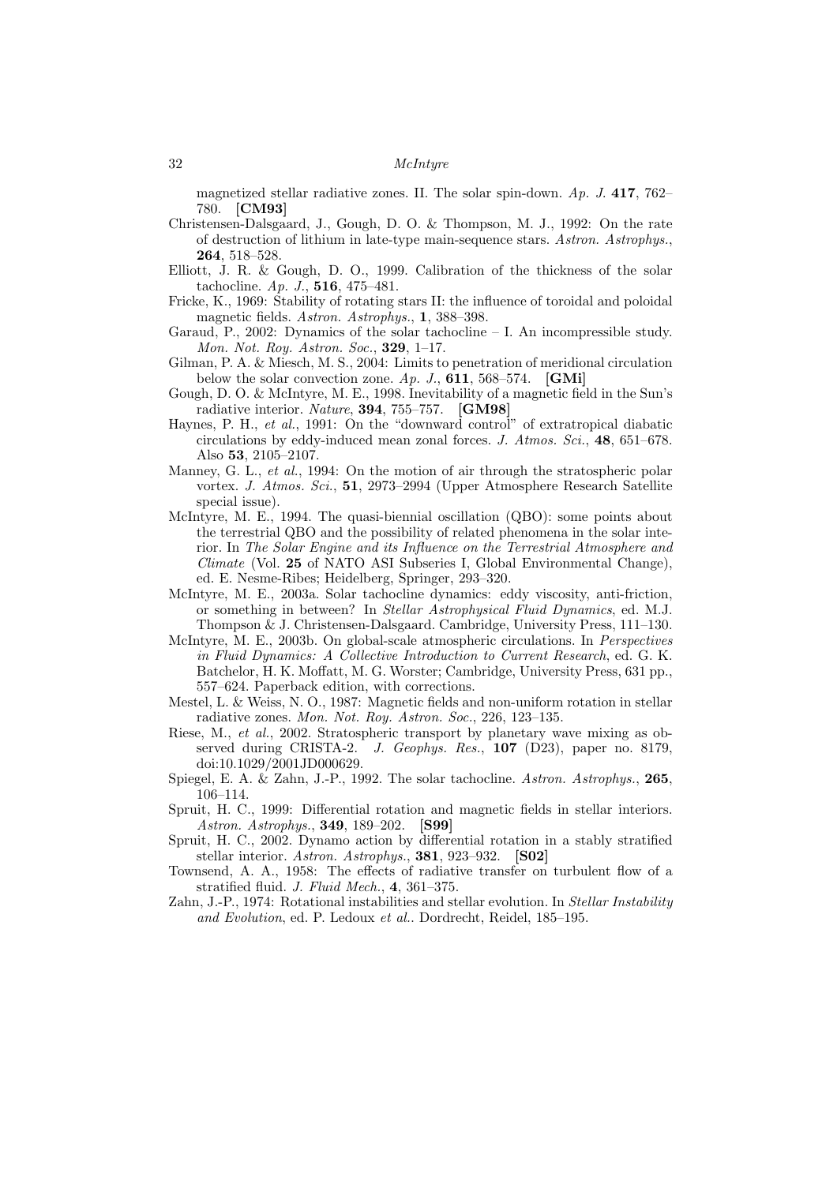magnetized stellar radiative zones. II. The solar spin-down. *Ap. J.* **417**, 762–780. **[CM93]**

Christensen-Dalsgaard, J., Gough, D. O. & Thompson, M. J., 1992: On the rate of destruction of lithium in late-type main-sequence stars. *Astron. Astrophys.*, **264**, 518–528.

Elliott, J. R. & Gough, D. O., 1999. Calibration of the thickness of the solar tachocline. *Ap. J.*, **516**, 475–481.

Fricke, K., 1969: Stability of rotating stars II: the influence of toroidal and poloidal magnetic fields. *Astron. Astrophys.*, **1**, 388–398.

Garaud, P., 2002: Dynamics of the solar tachocline – I. An incompressible study. *Mon. Not. Roy. Astron. Soc.*, **329**, 1–17.

Gilman, P. A. & Miesch, M. S., 2004: Limits to penetration of meridional circulation below the solar convection zone. *Ap. J.*, **611**, 568–574. **[GMi]**

Gough, D. O. & McIntyre, M. E., 1998. Inevitability of a magnetic field in the Sun's radiative interior. *Nature*, **394**, 755–757. **[GM98]**

Haynes, P. H., *et al.*, 1991: On the "downward control" of extratropical diabatic circulations by eddy-induced mean zonal forces. *J. Atmos. Sci.*, **48**, 651–678. Also **53**, 2105–2107.

Manney, G. L., *et al.*, 1994: On the motion of air through the stratospheric polar vortex. *J. Atmos. Sci.*, **51**, 2973–2994 (Upper Atmosphere Research Satellite special issue).

McIntyre, M. E., 1994. The quasi-biennial oscillation (QBO): some points about the terrestrial QBO and the possibility of related phenomena in the solar interior. In *The Solar Engine and its Influence on the Terrestrial Atmosphere and Climate* (Vol. **25** of NATO ASI Subseries I, Global Environmental Change), ed. E. Nesme-Ribes; Heidelberg, Springer, 293–320.

McIntyre, M. E., 2003a. Solar tachocline dynamics: eddy viscosity, anti-friction, or something in between? In *Stellar Astrophysical Fluid Dynamics*, ed. M.J. Thompson & J. Christensen-Dalsgaard. Cambridge, University Press, 111–130.

McIntyre, M. E., 2003b. On global-scale atmospheric circulations. In *Perspectives in Fluid Dynamics: A Collective Introduction to Current Research*, ed. G. K. Batchelor, H. K. Moffatt, M. G. Worster; Cambridge, University Press, 631 pp., 557–624. Paperback edition, with corrections.

Mestel, L. & Weiss, N. O., 1987: Magnetic fields and non-uniform rotation in stellar radiative zones. *Mon. Not. Roy. Astron. Soc.*, 226, 123–135.

Riese, M., *et al.*, 2002. Stratospheric transport by planetary wave mixing as observed during CRISTA-2. *J. Geophys. Res.*, **107** (D23), paper no. 8179, doi:10.1029/2001JD000629.

Spiegel, E. A. & Zahn, J.-P., 1992. The solar tachocline. *Astron. Astrophys.*, **265**, 106–114.

Spruit, H. C., 1999: Differential rotation and magnetic fields in stellar interiors. *Astron. Astrophys.*, **349**, 189–202. **[S99]**

Spruit, H. C., 2002. Dynamo action by differential rotation in a stably stratified stellar interior. *Astron. Astrophys.*, **381**, 923–932. **[S02]**

Townsend, A. A., 1958: The effects of radiative transfer on turbulent flow of a stratified fluid. *J. Fluid Mech.*, **4**, 361–375.

Zahn, J.-P., 1974: Rotational instabilities and stellar evolution. In *Stellar Instability and Evolution*, ed. P. Ledoux *et al.*. Dordrecht, Reidel, 185–195.